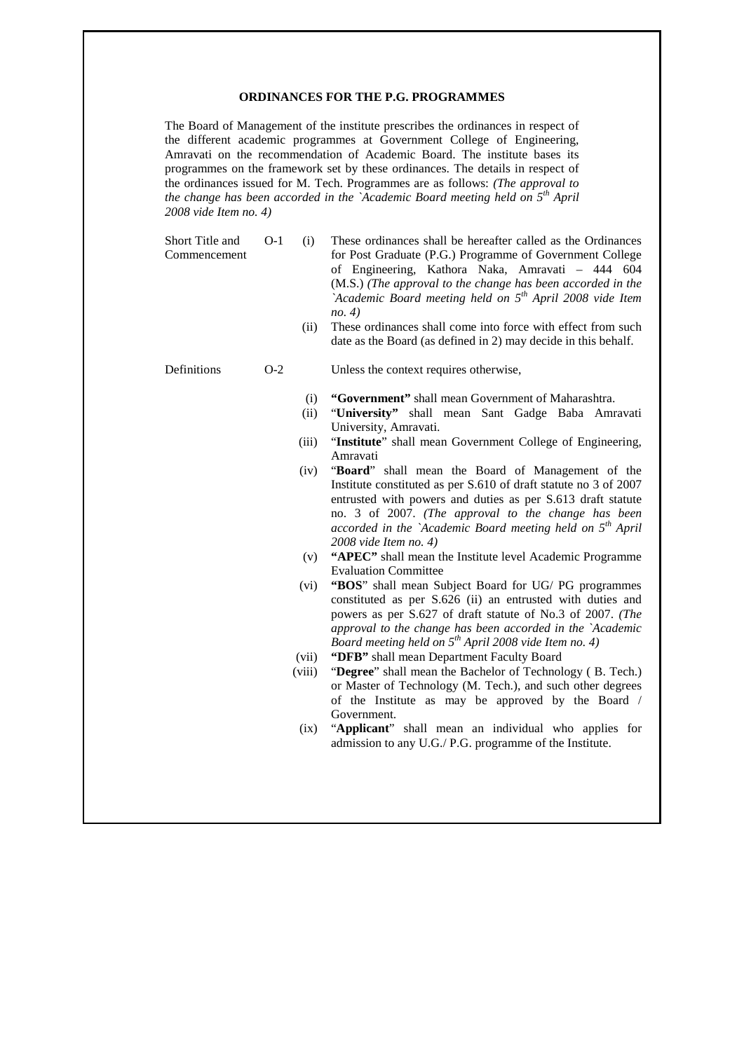# ORDINANCES FOR THE P.G. PROGRAMMES

The Board of Management of the institute prescribes the ordinances in respect of the different academic programmes at Government College of Engineering, Amravati on the recommendation of Academic Board. The institute bases its programmes on the framework set by these ordinances. The details in respect of the ordinances issued for M. Tech. Programmes are as follows: *(The approval to the change has been accorded in the `Academic Board meeting held on 5th April 2008 vide Item no. 4)*

**Short Title and Commencement — O-1**

(i) These ordinances shall be hereafter called as the Ordinances for Post Graduate (P.G.) Programme of Government College of Engineering, Kathora Naka, Amravati – 444 604 (M.S.) *(The approval to the change has been accorded in the `Academic Board meeting held on 5th April 2008 vide Item no. 4)*

(ii) These ordinances shall come into force with effect from such date as the Board (as defined in 2) may decide in this behalf.

**Definitions — O-2**

Unless the context requires otherwise,

(i) **"Government"** shall mean Government of Maharashtra.

(ii) "**University**" shall mean Sant Gadge Baba Amravati University, Amravati.

(iii) "**Institute**" shall mean Government College of Engineering, Amravati

(iv) "**Board**" shall mean the Board of Management of the Institute constituted as per S.610 of draft statute no 3 of 2007 entrusted with powers and duties as per S.613 draft statute no. 3 of 2007. *(The approval to the change has been accorded in the `Academic Board meeting held on 5th April 2008 vide Item no. 4)*

(v) **"APEC"** shall mean the Institute level Academic Programme Evaluation Committee

(vi) **"BOS"** shall mean Subject Board for UG/ PG programmes constituted as per S.626 (ii) an entrusted with duties and powers as per S.627 of draft statute of No.3 of 2007. *(The approval to the change has been accorded in the `Academic Board meeting held on 5th April 2008 vide Item no. 4)*

(vii) **"DFB"** shall mean Department Faculty Board

(viii) "**Degree**" shall mean the Bachelor of Technology ( B. Tech.) or Master of Technology (M. Tech.), and such other degrees of the Institute as may be approved by the Board / Government.

(ix) "**Applicant**" shall mean an individual who applies for admission to any U.G./ P.G. programme of the Institute.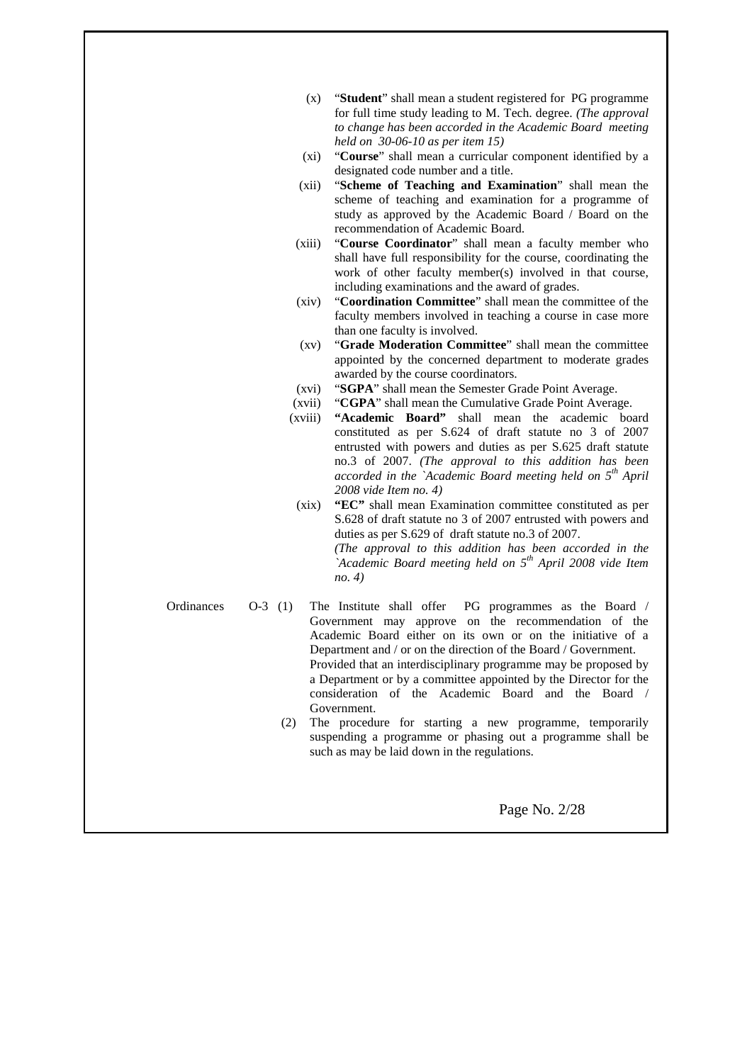(x) "**Student**" shall mean a student registered for PG programme for full time study leading to M. Tech. degree. *(The approval to change has been accorded in the Academic Board meeting held on 30-06-10 as per item 15)*

(xi) "**Course**" shall mean a curricular component identified by a designated code number and a title.

(xii) "**Scheme of Teaching and Examination**" shall mean the scheme of teaching and examination for a programme of study as approved by the Academic Board / Board on the recommendation of Academic Board.

(xiii) "**Course Coordinator**" shall mean a faculty member who shall have full responsibility for the course, coordinating the work of other faculty member(s) involved in that course, including examinations and the award of grades.

(xiv) "**Coordination Committee**" shall mean the committee of the faculty members involved in teaching a course in case more than one faculty is involved.

(xv) "**Grade Moderation Committee**" shall mean the committee appointed by the concerned department to moderate grades awarded by the course coordinators.

(xvi) "**SGPA**" shall mean the Semester Grade Point Average.

(xvii) "**CGPA**" shall mean the Cumulative Grade Point Average.

(xviii) **"Academic Board"** shall mean the academic board constituted as per S.624 of draft statute no 3 of 2007 entrusted with powers and duties as per S.625 draft statute no.3 of 2007. *(The approval to this addition has been accorded in the `Academic Board meeting held on 5th April 2008 vide Item no. 4)*

(xix) **"EC"** shall mean Examination committee constituted as per S.628 of draft statute no 3 of 2007 entrusted with powers and duties as per S.629 of draft statute no.3 of 2007.
*(The approval to this addition has been accorded in the `Academic Board meeting held on 5th April 2008 vide Item no. 4)*

Ordinances O-3 (1) The Institute shall offer PG programmes as the Board / Government may approve on the recommendation of the Academic Board either on its own or on the initiative of a Department and / or on the direction of the Board / Government.
Provided that an interdisciplinary programme may be proposed by a Department or by a committee appointed by the Director for the consideration of the Academic Board and the Board / Government.

(2) The procedure for starting a new programme, temporarily suspending a programme or phasing out a programme shall be such as may be laid down in the regulations.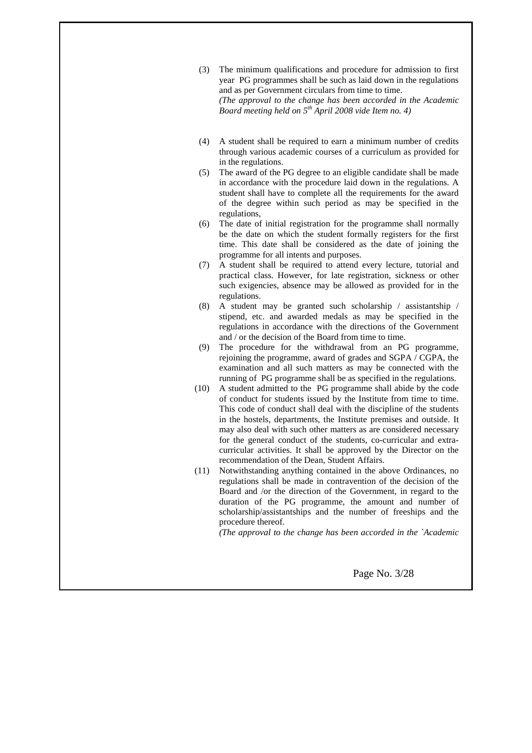(3) The minimum qualifications and procedure for admission to first year PG programmes shall be such as laid down in the regulations and as per Government circulars from time to time.
*(The approval to the change has been accorded in the Academic Board meeting held on 5th April 2008 vide Item no. 4)*

(4) A student shall be required to earn a minimum number of credits through various academic courses of a curriculum as provided for in the regulations.

(5) The award of the PG degree to an eligible candidate shall be made in accordance with the procedure laid down in the regulations. A student shall have to complete all the requirements for the award of the degree within such period as may be specified in the regulations,

(6) The date of initial registration for the programme shall normally be the date on which the student formally registers for the first time. This date shall be considered as the date of joining the programme for all intents and purposes.

(7) A student shall be required to attend every lecture, tutorial and practical class. However, for late registration, sickness or other such exigencies, absence may be allowed as provided for in the regulations.

(8) A student may be granted such scholarship / assistantship / stipend, etc. and awarded medals as may be specified in the regulations in accordance with the directions of the Government and / or the decision of the Board from time to time.

(9) The procedure for the withdrawal from an PG programme, rejoining the programme, award of grades and SGPA / CGPA, the examination and all such matters as may be connected with the running of PG programme shall be as specified in the regulations.

(10) A student admitted to the PG programme shall abide by the code of conduct for students issued by the Institute from time to time. This code of conduct shall deal with the discipline of the students in the hostels, departments, the Institute premises and outside. It may also deal with such other matters as are considered necessary for the general conduct of the students, co-curricular and extra-curricular activities. It shall be approved by the Director on the recommendation of the Dean, Student Affairs.

(11) Notwithstanding anything contained in the above Ordinances, no regulations shall be made in contravention of the decision of the Board and /or the direction of the Government, in regard to the duration of the PG programme, the amount and number of scholarship/assistantships and the number of freeships and the procedure thereof.
*(The approval to the change has been accorded in the `Academic*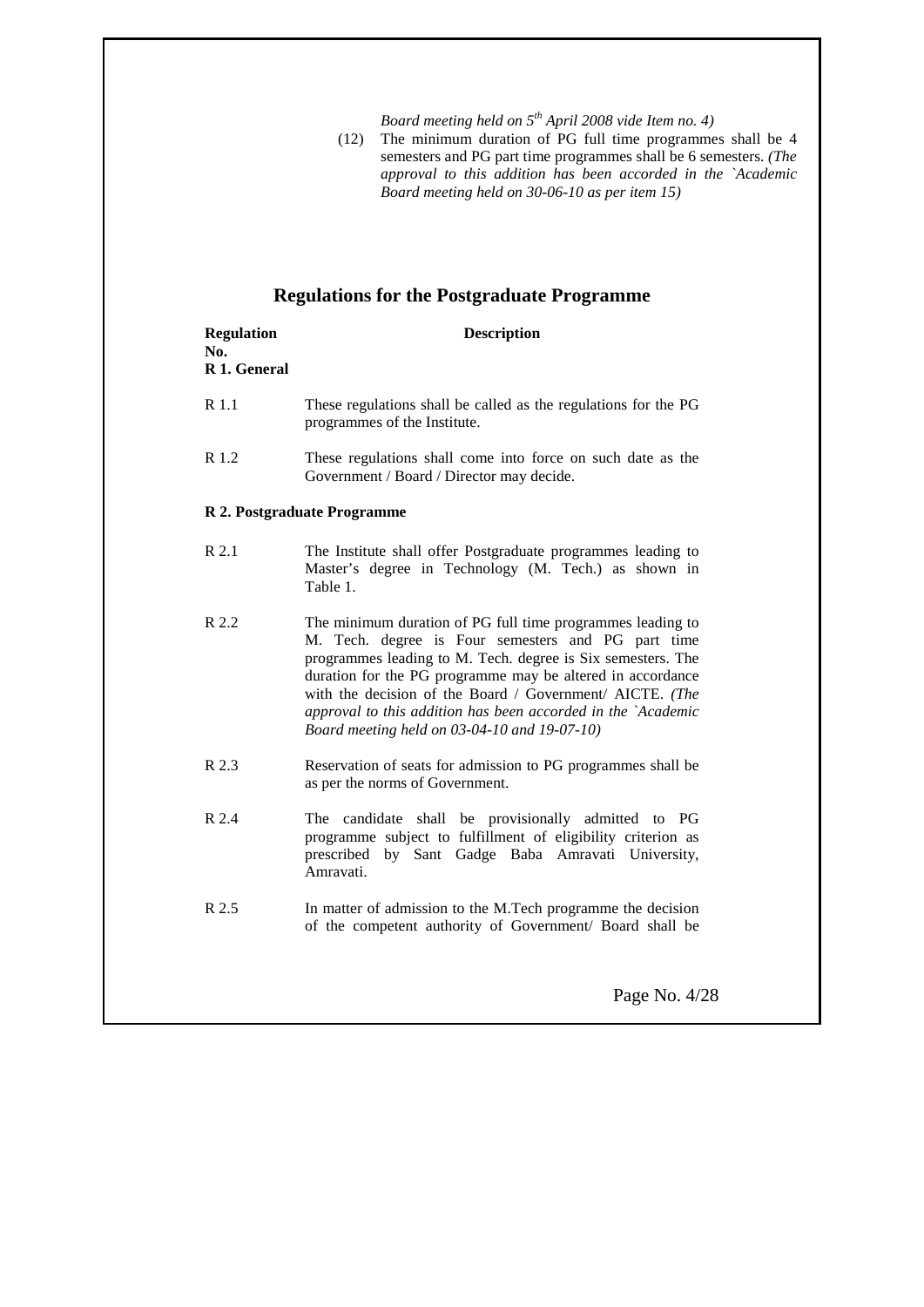*Board meeting held on 5th April 2008 vide Item no. 4)*

(12) The minimum duration of PG full time programmes shall be 4 semesters and PG part time programmes shall be 6 semesters. *(The approval to this addition has been accorded in the `Academic Board meeting held on 30-06-10 as per item 15)*

## Regulations for the Postgraduate Programme

| Regulation No. | Description |
|---|---|
| **R 1. General** | |
| R 1.1 | These regulations shall be called as the regulations for the PG programmes of the Institute. |
| R 1.2 | These regulations shall come into force on such date as the Government / Board / Director may decide. |
| **R 2. Postgraduate Programme** | |
| R 2.1 | The Institute shall offer Postgraduate programmes leading to Master's degree in Technology (M. Tech.) as shown in Table 1. |
| R 2.2 | The minimum duration of PG full time programmes leading to M. Tech. degree is Four semesters and PG part time programmes leading to M. Tech. degree is Six semesters. The duration for the PG programme may be altered in accordance with the decision of the Board / Government/ AICTE. *(The approval to this addition has been accorded in the `Academic Board meeting held on 03-04-10 and 19-07-10)* |
| R 2.3 | Reservation of seats for admission to PG programmes shall be as per the norms of Government. |
| R 2.4 | The candidate shall be provisionally admitted to PG programme subject to fulfillment of eligibility criterion as prescribed by Sant Gadge Baba Amravati University, Amravati. |
| R 2.5 | In matter of admission to the M.Tech programme the decision of the competent authority of Government/ Board shall be |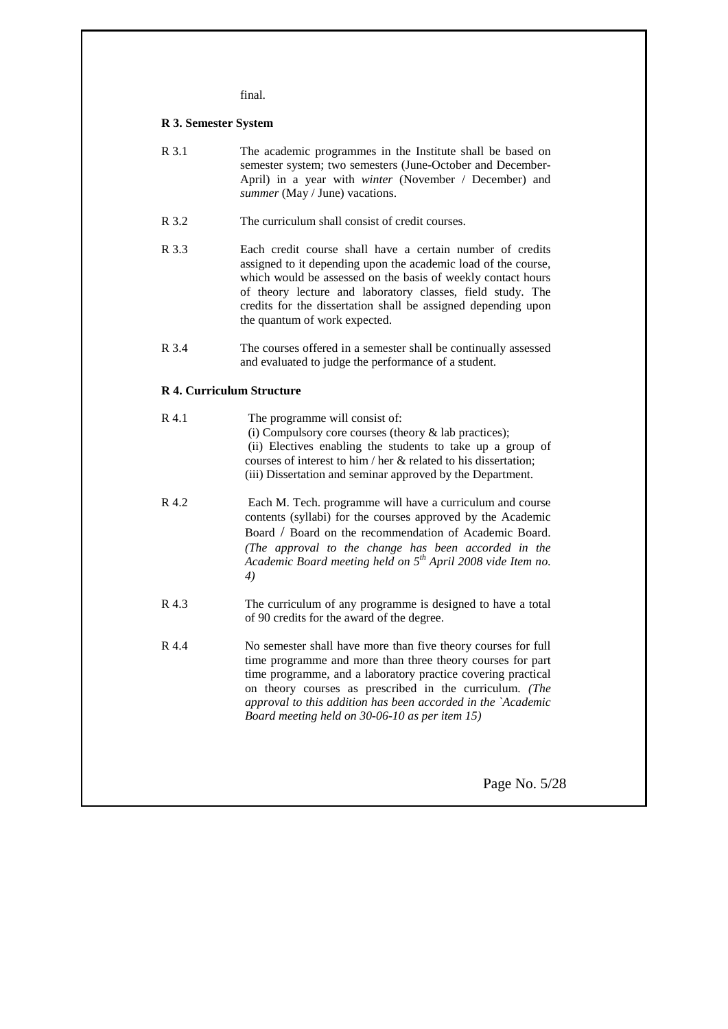final.

**R 3. Semester System**

R 3.1 The academic programmes in the Institute shall be based on semester system; two semesters (June-October and December-April) in a year with *winter* (November / December) and *summer* (May / June) vacations.

R 3.2 The curriculum shall consist of credit courses.

R 3.3 Each credit course shall have a certain number of credits assigned to it depending upon the academic load of the course, which would be assessed on the basis of weekly contact hours of theory lecture and laboratory classes, field study. The credits for the dissertation shall be assigned depending upon the quantum of work expected.

R 3.4 The courses offered in a semester shall be continually assessed and evaluated to judge the performance of a student.

**R 4. Curriculum Structure**

R 4.1 The programme will consist of:
(i) Compulsory core courses (theory & lab practices);
(ii) Electives enabling the students to take up a group of courses of interest to him / her & related to his dissertation;
(iii) Dissertation and seminar approved by the Department.

R 4.2 Each M. Tech. programme will have a curriculum and course contents (syllabi) for the courses approved by the Academic Board / Board on the recommendation of Academic Board. *(The approval to the change has been accorded in the Academic Board meeting held on 5th April 2008 vide Item no. 4)*

R 4.3 The curriculum of any programme is designed to have a total of 90 credits for the award of the degree.

R 4.4 No semester shall have more than five theory courses for full time programme and more than three theory courses for part time programme, and a laboratory practice covering practical on theory courses as prescribed in the curriculum. *(The approval to this addition has been accorded in the `Academic Board meeting held on 30-06-10 as per item 15)*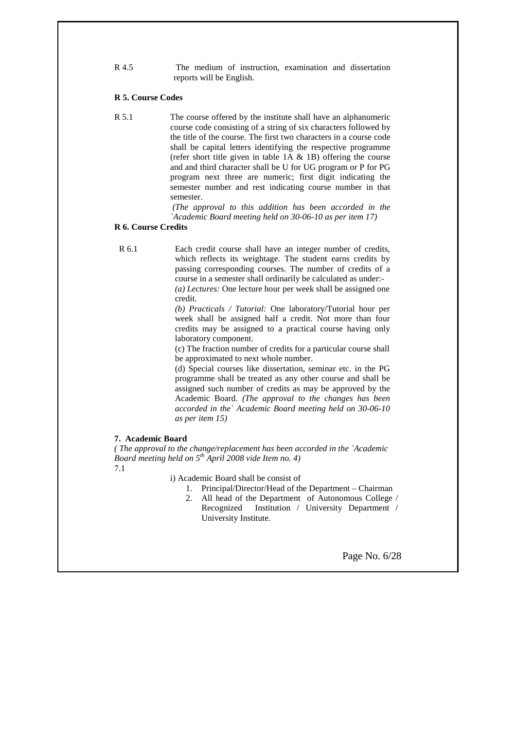R 4.5 The medium of instruction, examination and dissertation reports will be English.

**R 5. Course Codes**

R 5.1 The course offered by the institute shall have an alphanumeric course code consisting of a string of six characters followed by the title of the course. The first two characters in a course code shall be capital letters identifying the respective programme (refer short title given in table 1A & 1B) offering the course and and third character shall be U for UG program or P for PG program next three are numeric; first digit indicating the semester number and rest indicating course number in that semester.

*(The approval to this addition has been accorded in the `Academic Board meeting held on 30-06-10 as per item 17)*

**R 6. Course Credits**

R 6.1 Each credit course shall have an integer number of credits, which reflects its weightage. The student earns credits by passing corresponding courses. The number of credits of a course in a semester shall ordinarily be calculated as under:-

*(a) Lectures:* One lecture hour per week shall be assigned one credit.

*(b) Practicals / Tutorial:* One laboratory/Tutorial hour per week shall be assigned half a credit. Not more than four credits may be assigned to a practical course having only laboratory component.

(c) The fraction number of credits for a particular course shall be approximated to next whole number.

(d) Special courses like dissertation, seminar etc. in the PG programme shall be treated as any other course and shall be assigned such number of credits as may be approved by the Academic Board. *(The approval to the changes has been accorded in the` Academic Board meeting held on 30-06-10 as per item 15)*

**7. Academic Board**

*( The approval to the change/replacement has been accorded in the `Academic Board meeting held on 5th April 2008 vide Item no. 4)*

7.1

i) Academic Board shall be consist of

1. Principal/Director/Head of the Department – Chairman
2. All head of the Department of Autonomous College / Recognized Institution / University Department / University Institute.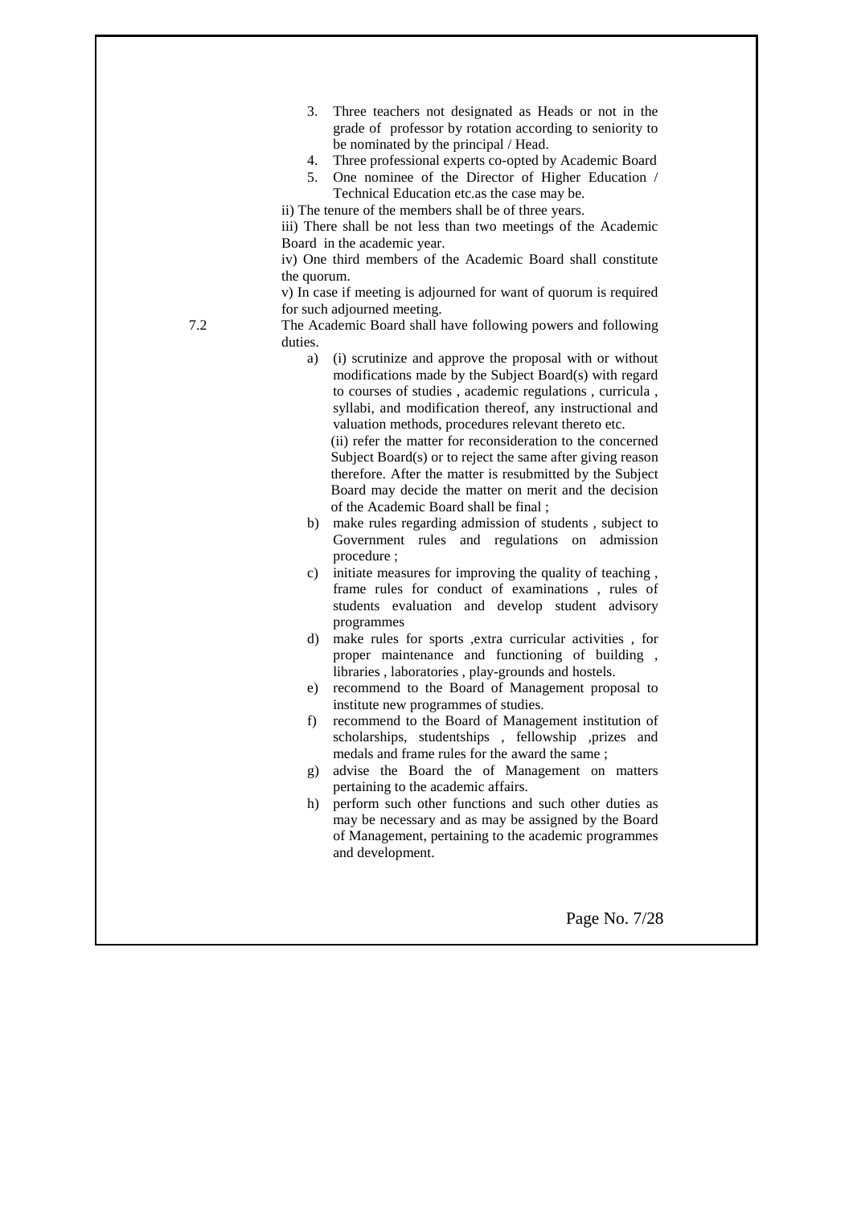3. Three teachers not designated as Heads or not in the grade of professor by rotation according to seniority to be nominated by the principal / Head.
4. Three professional experts co-opted by Academic Board
5. One nominee of the Director of Higher Education / Technical Education etc.as the case may be.

ii) The tenure of the members shall be of three years.

iii) There shall be not less than two meetings of the Academic Board in the academic year.

iv) One third members of the Academic Board shall constitute the quorum.

v) In case if meeting is adjourned for want of quorum is required for such adjourned meeting.

7.2 The Academic Board shall have following powers and following duties.

a) (i) scrutinize and approve the proposal with or without modifications made by the Subject Board(s) with regard to courses of studies , academic regulations , curricula , syllabi, and modification thereof, any instructional and valuation methods, procedures relevant thereto etc.

(ii) refer the matter for reconsideration to the concerned Subject Board(s) or to reject the same after giving reason therefore. After the matter is resubmitted by the Subject Board may decide the matter on merit and the decision of the Academic Board shall be final ;

b) make rules regarding admission of students , subject to Government rules and regulations on admission procedure ;

c) initiate measures for improving the quality of teaching , frame rules for conduct of examinations , rules of students evaluation and develop student advisory programmes

d) make rules for sports ,extra curricular activities , for proper maintenance and functioning of building , libraries , laboratories , play-grounds and hostels.

e) recommend to the Board of Management proposal to institute new programmes of studies.

f) recommend to the Board of Management institution of scholarships, studentships , fellowship ,prizes and medals and frame rules for the award the same ;

g) advise the Board the of Management on matters pertaining to the academic affairs.

h) perform such other functions and such other duties as may be necessary and as may be assigned by the Board of Management, pertaining to the academic programmes and development.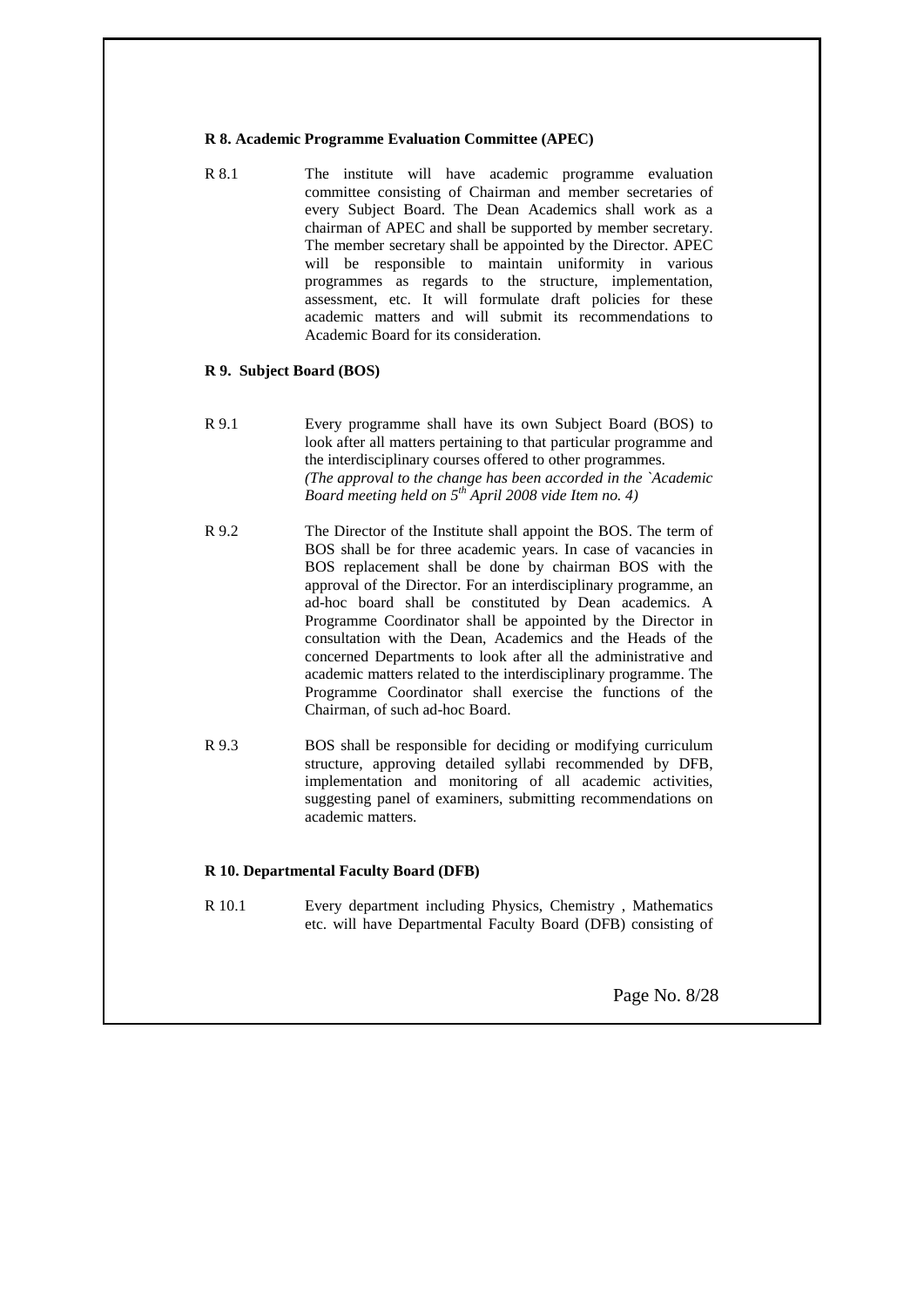**R 8. Academic Programme Evaluation Committee (APEC)**

R 8.1 The institute will have academic programme evaluation committee consisting of Chairman and member secretaries of every Subject Board. The Dean Academics shall work as a chairman of APEC and shall be supported by member secretary. The member secretary shall be appointed by the Director. APEC will be responsible to maintain uniformity in various programmes as regards to the structure, implementation, assessment, etc. It will formulate draft policies for these academic matters and will submit its recommendations to Academic Board for its consideration.

**R 9. Subject Board (BOS)**

R 9.1 Every programme shall have its own Subject Board (BOS) to look after all matters pertaining to that particular programme and the interdisciplinary courses offered to other programmes. *(The approval to the change has been accorded in the `Academic Board meeting held on 5th April 2008 vide Item no. 4)*

R 9.2 The Director of the Institute shall appoint the BOS. The term of BOS shall be for three academic years. In case of vacancies in BOS replacement shall be done by chairman BOS with the approval of the Director. For an interdisciplinary programme, an ad-hoc board shall be constituted by Dean academics. A Programme Coordinator shall be appointed by the Director in consultation with the Dean, Academics and the Heads of the concerned Departments to look after all the administrative and academic matters related to the interdisciplinary programme. The Programme Coordinator shall exercise the functions of the Chairman, of such ad-hoc Board.

R 9.3 BOS shall be responsible for deciding or modifying curriculum structure, approving detailed syllabi recommended by DFB, implementation and monitoring of all academic activities, suggesting panel of examiners, submitting recommendations on academic matters.

**R 10. Departmental Faculty Board (DFB)**

R 10.1 Every department including Physics, Chemistry , Mathematics etc. will have Departmental Faculty Board (DFB) consisting of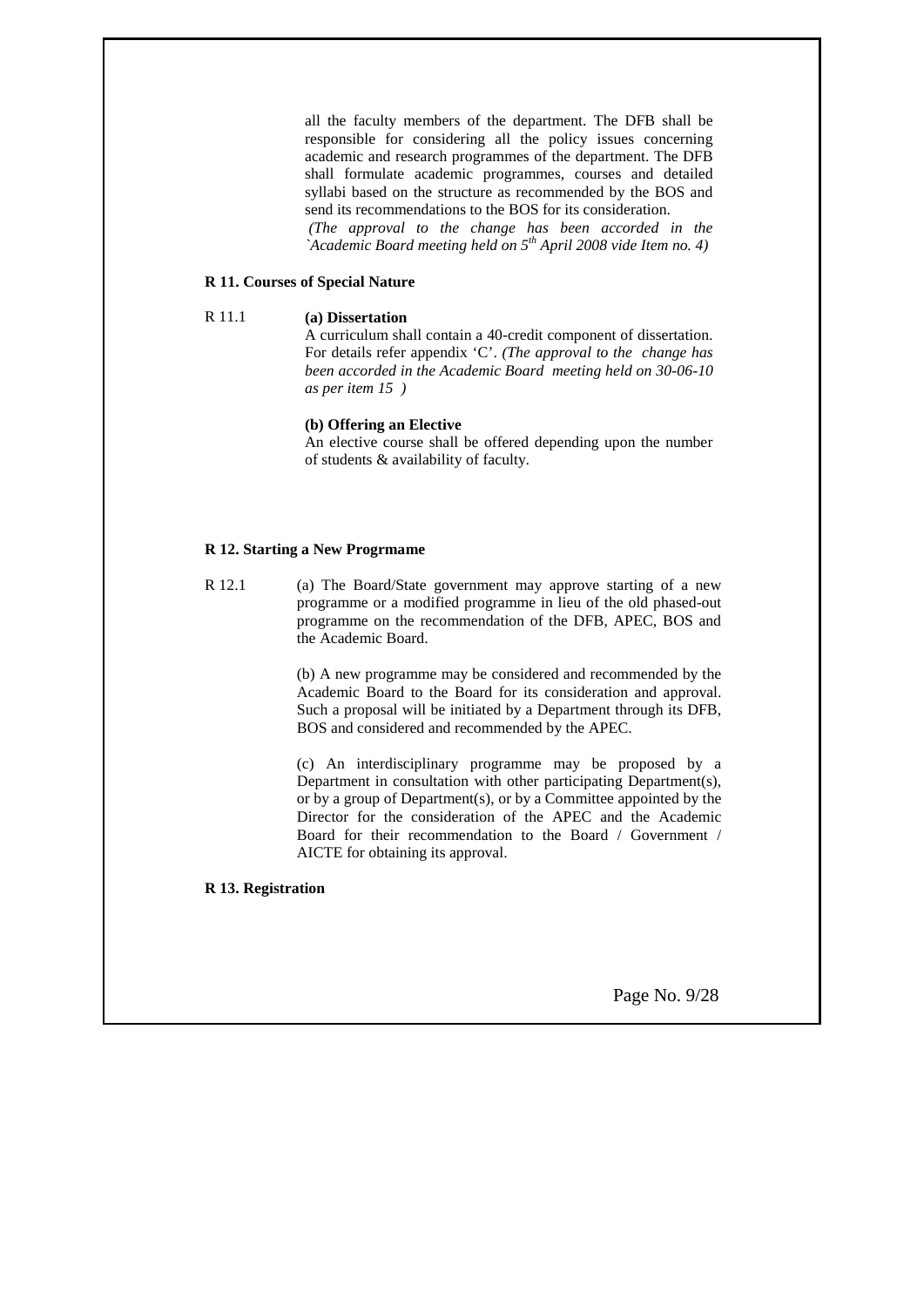all the faculty members of the department. The DFB shall be responsible for considering all the policy issues concerning academic and research programmes of the department. The DFB shall formulate academic programmes, courses and detailed syllabi based on the structure as recommended by the BOS and send its recommendations to the BOS for its consideration.
*(The approval to the change has been accorded in the `Academic Board meeting held on 5th April 2008 vide Item no. 4)*

**R 11. Courses of Special Nature**

R 11.1 **(a) Dissertation**

A curriculum shall contain a 40-credit component of dissertation. For details refer appendix 'C'. *(The approval to the change has been accorded in the Academic Board meeting held on 30-06-10 as per item 15 )*

**(b) Offering an Elective**

An elective course shall be offered depending upon the number of students & availability of faculty.

**R 12. Starting a New Progrmame**

R 12.1 (a) The Board/State government may approve starting of a new programme or a modified programme in lieu of the old phased-out programme on the recommendation of the DFB, APEC, BOS and the Academic Board.

(b) A new programme may be considered and recommended by the Academic Board to the Board for its consideration and approval. Such a proposal will be initiated by a Department through its DFB, BOS and considered and recommended by the APEC.

(c) An interdisciplinary programme may be proposed by a Department in consultation with other participating Department(s), or by a group of Department(s), or by a Committee appointed by the Director for the consideration of the APEC and the Academic Board for their recommendation to the Board / Government / AICTE for obtaining its approval.

**R 13. Registration**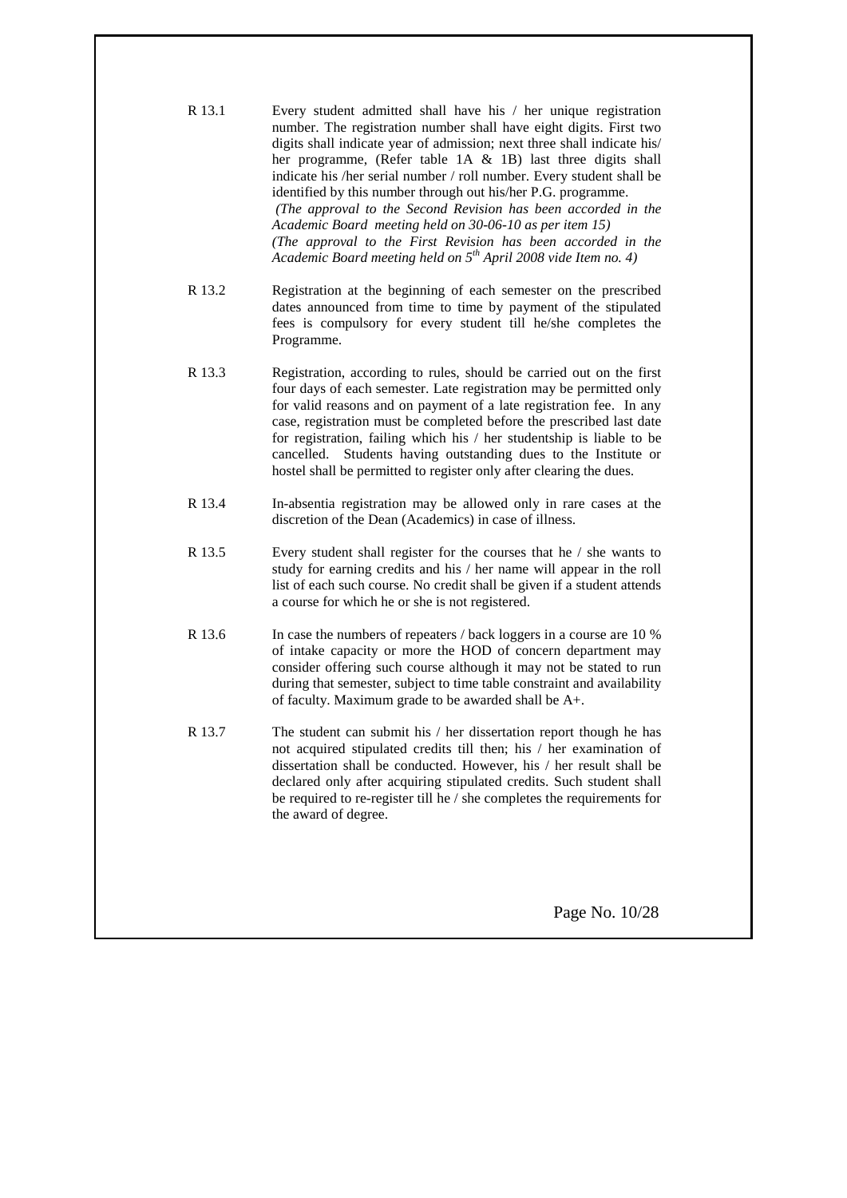R 13.1 Every student admitted shall have his / her unique registration number. The registration number shall have eight digits. First two digits shall indicate year of admission; next three shall indicate his/ her programme, (Refer table 1A & 1B) last three digits shall indicate his /her serial number / roll number. Every student shall be identified by this number through out his/her P.G. programme.
*(The approval to the Second Revision has been accorded in the Academic Board meeting held on 30-06-10 as per item 15)*
*(The approval to the First Revision has been accorded in the Academic Board meeting held on 5th April 2008 vide Item no. 4)*

R 13.2 Registration at the beginning of each semester on the prescribed dates announced from time to time by payment of the stipulated fees is compulsory for every student till he/she completes the Programme.

R 13.3 Registration, according to rules, should be carried out on the first four days of each semester. Late registration may be permitted only for valid reasons and on payment of a late registration fee. In any case, registration must be completed before the prescribed last date for registration, failing which his / her studentship is liable to be cancelled. Students having outstanding dues to the Institute or hostel shall be permitted to register only after clearing the dues.

R 13.4 In-absentia registration may be allowed only in rare cases at the discretion of the Dean (Academics) in case of illness.

R 13.5 Every student shall register for the courses that he / she wants to study for earning credits and his / her name will appear in the roll list of each such course. No credit shall be given if a student attends a course for which he or she is not registered.

R 13.6 In case the numbers of repeaters / back loggers in a course are 10 % of intake capacity or more the HOD of concern department may consider offering such course although it may not be stated to run during that semester, subject to time table constraint and availability of faculty. Maximum grade to be awarded shall be A+.

R 13.7 The student can submit his / her dissertation report though he has not acquired stipulated credits till then; his / her examination of dissertation shall be conducted. However, his / her result shall be declared only after acquiring stipulated credits. Such student shall be required to re-register till he / she completes the requirements for the award of degree.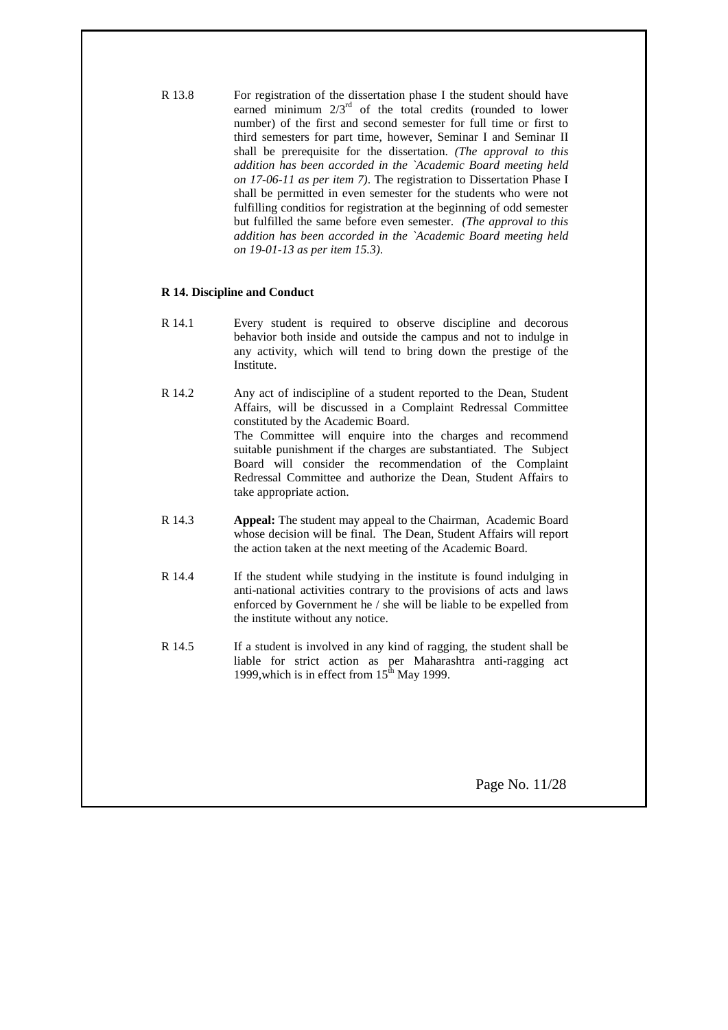R 13.8 For registration of the dissertation phase I the student should have earned minimum 2/3rd of the total credits (rounded to lower number) of the first and second semester for full time or first to third semesters for part time, however, Seminar I and Seminar II shall be prerequisite for the dissertation. *(The approval to this addition has been accorded in the `Academic Board meeting held on 17-06-11 as per item 7)*. The registration to Dissertation Phase I shall be permitted in even semester for the students who were not fulfilling conditios for registration at the beginning of odd semester but fulfilled the same before even semester. *(The approval to this addition has been accorded in the `Academic Board meeting held on 19-01-13 as per item 15.3)*.

**R 14. Discipline and Conduct**

R 14.1 Every student is required to observe discipline and decorous behavior both inside and outside the campus and not to indulge in any activity, which will tend to bring down the prestige of the Institute.

R 14.2 Any act of indiscipline of a student reported to the Dean, Student Affairs, will be discussed in a Complaint Redressal Committee constituted by the Academic Board.
The Committee will enquire into the charges and recommend suitable punishment if the charges are substantiated. The Subject Board will consider the recommendation of the Complaint Redressal Committee and authorize the Dean, Student Affairs to take appropriate action.

R 14.3 **Appeal:** The student may appeal to the Chairman, Academic Board whose decision will be final. The Dean, Student Affairs will report the action taken at the next meeting of the Academic Board.

R 14.4 If the student while studying in the institute is found indulging in anti-national activities contrary to the provisions of acts and laws enforced by Government he / she will be liable to be expelled from the institute without any notice.

R 14.5 If a student is involved in any kind of ragging, the student shall be liable for strict action as per Maharashtra anti-ragging act 1999,which is in effect from 15th May 1999.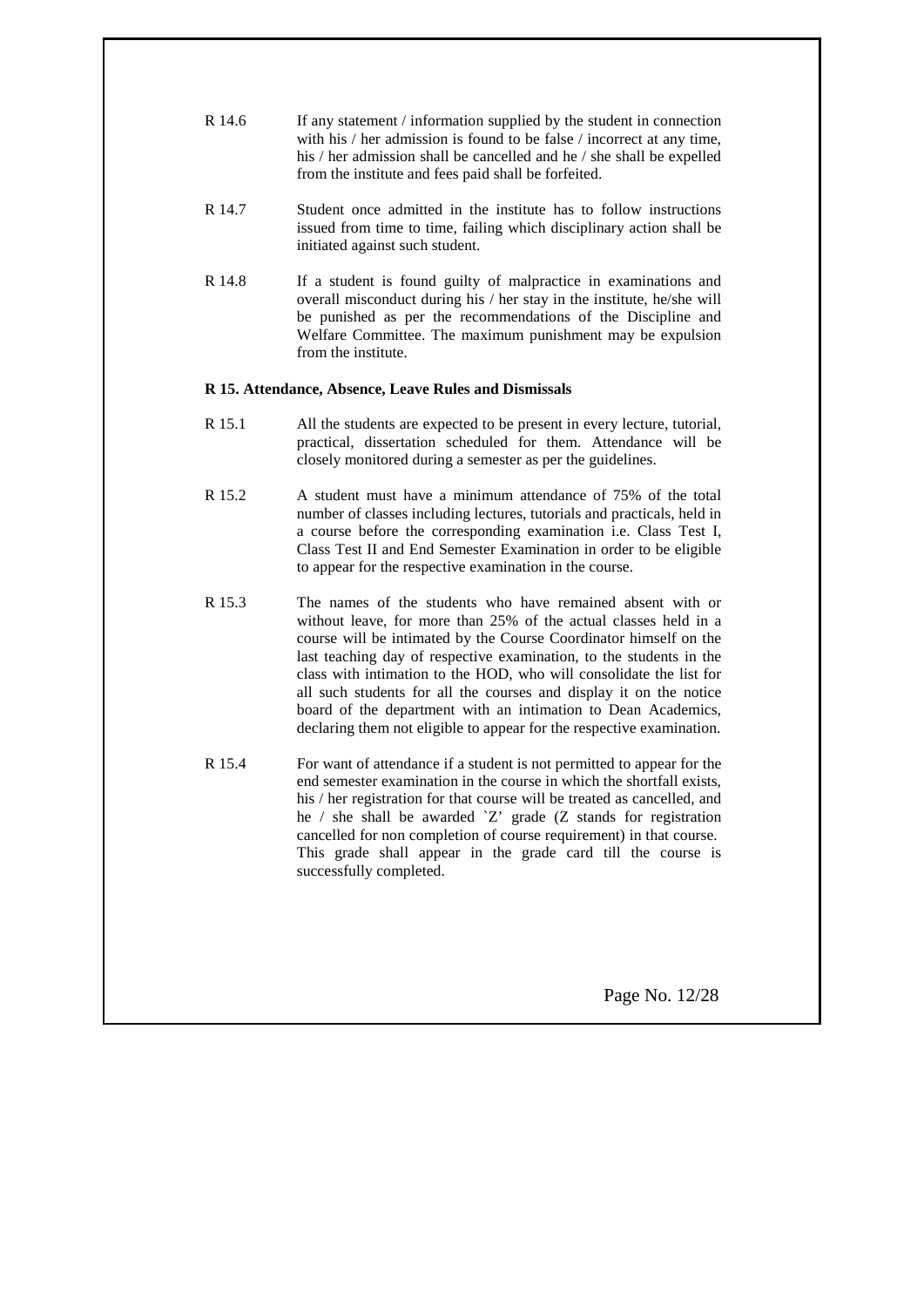R 14.6 If any statement / information supplied by the student in connection with his / her admission is found to be false / incorrect at any time, his / her admission shall be cancelled and he / she shall be expelled from the institute and fees paid shall be forfeited.

R 14.7 Student once admitted in the institute has to follow instructions issued from time to time, failing which disciplinary action shall be initiated against such student.

R 14.8 If a student is found guilty of malpractice in examinations and overall misconduct during his / her stay in the institute, he/she will be punished as per the recommendations of the Discipline and Welfare Committee. The maximum punishment may be expulsion from the institute.

**R 15. Attendance, Absence, Leave Rules and Dismissals**

R 15.1 All the students are expected to be present in every lecture, tutorial, practical, dissertation scheduled for them. Attendance will be closely monitored during a semester as per the guidelines.

R 15.2 A student must have a minimum attendance of 75% of the total number of classes including lectures, tutorials and practicals, held in a course before the corresponding examination i.e. Class Test I, Class Test II and End Semester Examination in order to be eligible to appear for the respective examination in the course.

R 15.3 The names of the students who have remained absent with or without leave, for more than 25% of the actual classes held in a course will be intimated by the Course Coordinator himself on the last teaching day of respective examination, to the students in the class with intimation to the HOD, who will consolidate the list for all such students for all the courses and display it on the notice board of the department with an intimation to Dean Academics, declaring them not eligible to appear for the respective examination.

R 15.4 For want of attendance if a student is not permitted to appear for the end semester examination in the course in which the shortfall exists, his / her registration for that course will be treated as cancelled, and he / she shall be awarded `Z' grade (Z stands for registration cancelled for non completion of course requirement) in that course. This grade shall appear in the grade card till the course is successfully completed.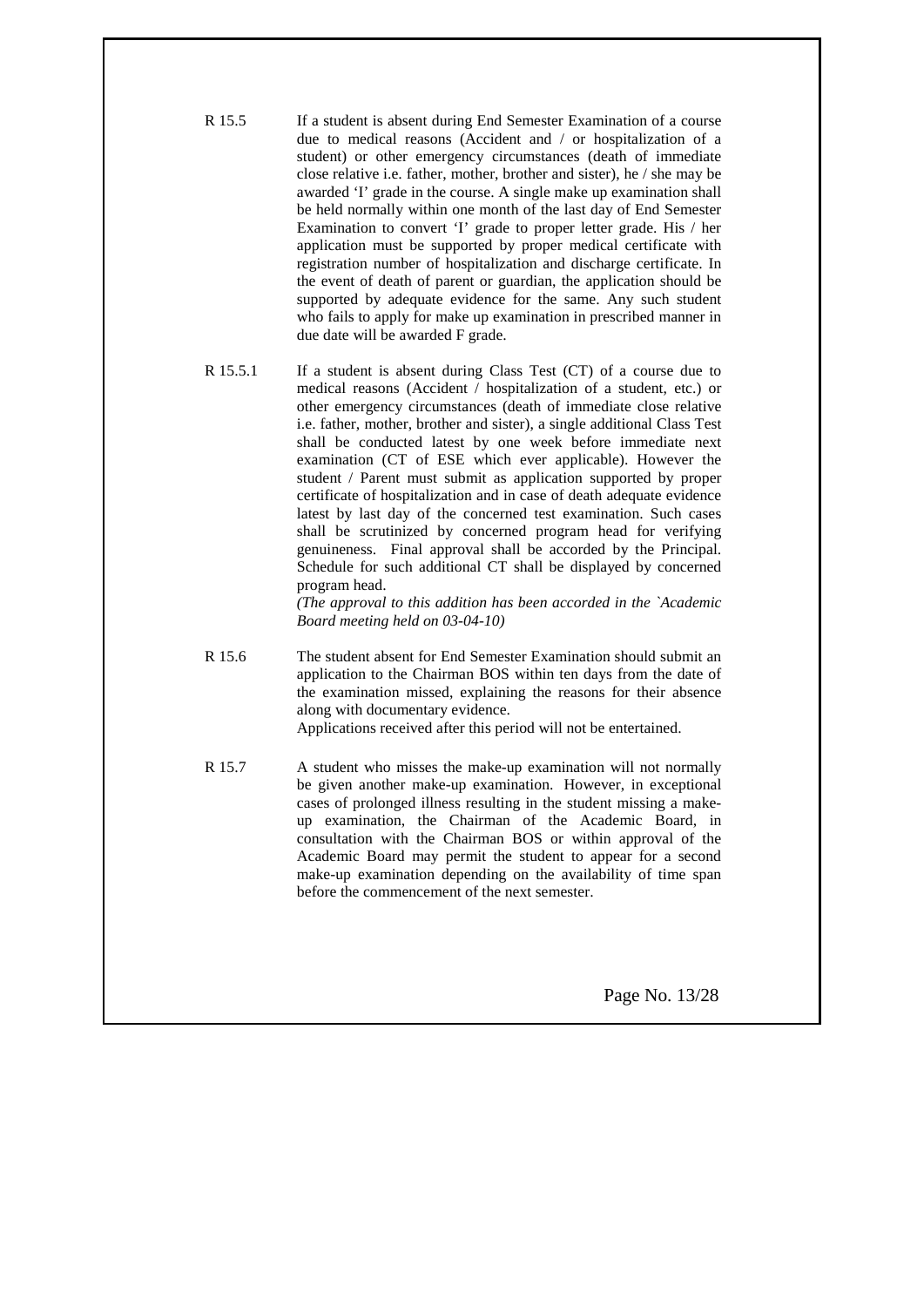R 15.5 If a student is absent during End Semester Examination of a course due to medical reasons (Accident and / or hospitalization of a student) or other emergency circumstances (death of immediate close relative i.e. father, mother, brother and sister), he / she may be awarded 'I' grade in the course. A single make up examination shall be held normally within one month of the last day of End Semester Examination to convert 'I' grade to proper letter grade. His / her application must be supported by proper medical certificate with registration number of hospitalization and discharge certificate. In the event of death of parent or guardian, the application should be supported by adequate evidence for the same. Any such student who fails to apply for make up examination in prescribed manner in due date will be awarded F grade.

R 15.5.1 If a student is absent during Class Test (CT) of a course due to medical reasons (Accident / hospitalization of a student, etc.) or other emergency circumstances (death of immediate close relative i.e. father, mother, brother and sister), a single additional Class Test shall be conducted latest by one week before immediate next examination (CT of ESE which ever applicable). However the student / Parent must submit as application supported by proper certificate of hospitalization and in case of death adequate evidence latest by last day of the concerned test examination. Such cases shall be scrutinized by concerned program head for verifying genuineness. Final approval shall be accorded by the Principal. Schedule for such additional CT shall be displayed by concerned program head.
*(The approval to this addition has been accorded in the `Academic Board meeting held on 03-04-10)*

R 15.6 The student absent for End Semester Examination should submit an application to the Chairman BOS within ten days from the date of the examination missed, explaining the reasons for their absence along with documentary evidence.
Applications received after this period will not be entertained.

R 15.7 A student who misses the make-up examination will not normally be given another make-up examination. However, in exceptional cases of prolonged illness resulting in the student missing a make-up examination, the Chairman of the Academic Board, in consultation with the Chairman BOS or within approval of the Academic Board may permit the student to appear for a second make-up examination depending on the availability of time span before the commencement of the next semester.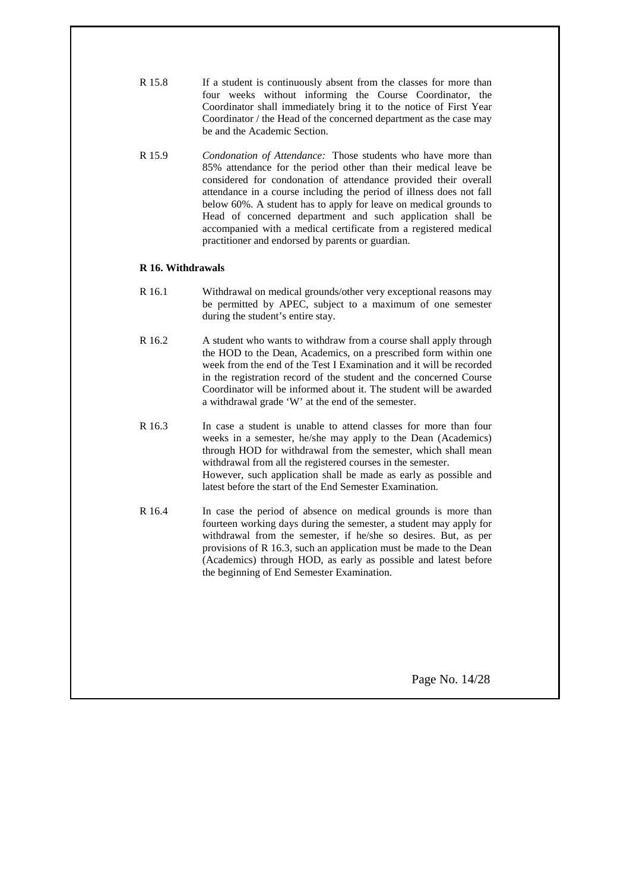R 15.8 If a student is continuously absent from the classes for more than four weeks without informing the Course Coordinator, the Coordinator shall immediately bring it to the notice of First Year Coordinator / the Head of the concerned department as the case may be and the Academic Section.

R 15.9 *Condonation of Attendance:* Those students who have more than 85% attendance for the period other than their medical leave be considered for condonation of attendance provided their overall attendance in a course including the period of illness does not fall below 60%. A student has to apply for leave on medical grounds to Head of concerned department and such application shall be accompanied with a medical certificate from a registered medical practitioner and endorsed by parents or guardian.

**R 16. Withdrawals**

R 16.1 Withdrawal on medical grounds/other very exceptional reasons may be permitted by APEC, subject to a maximum of one semester during the student's entire stay.

R 16.2 A student who wants to withdraw from a course shall apply through the HOD to the Dean, Academics, on a prescribed form within one week from the end of the Test I Examination and it will be recorded in the registration record of the student and the concerned Course Coordinator will be informed about it. The student will be awarded a withdrawal grade 'W' at the end of the semester.

R 16.3 In case a student is unable to attend classes for more than four weeks in a semester, he/she may apply to the Dean (Academics) through HOD for withdrawal from the semester, which shall mean withdrawal from all the registered courses in the semester.
However, such application shall be made as early as possible and latest before the start of the End Semester Examination.

R 16.4 In case the period of absence on medical grounds is more than fourteen working days during the semester, a student may apply for withdrawal from the semester, if he/she so desires. But, as per provisions of R 16.3, such an application must be made to the Dean (Academics) through HOD, as early as possible and latest before the beginning of End Semester Examination.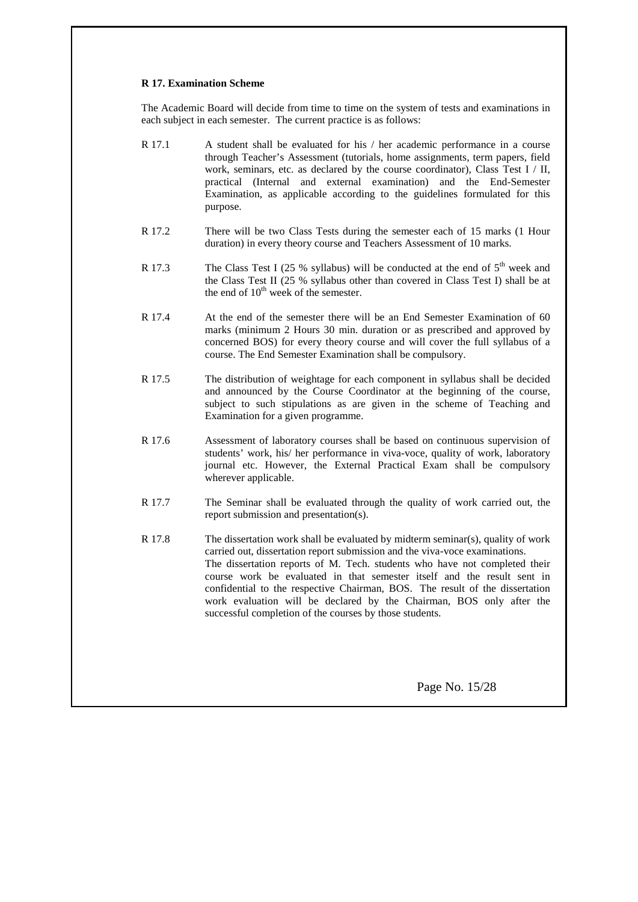**R 17. Examination Scheme**

The Academic Board will decide from time to time on the system of tests and examinations in each subject in each semester. The current practice is as follows:

R 17.1 A student shall be evaluated for his / her academic performance in a course through Teacher's Assessment (tutorials, home assignments, term papers, field work, seminars, etc. as declared by the course coordinator), Class Test I / II, practical (Internal and external examination) and the End-Semester Examination, as applicable according to the guidelines formulated for this purpose.

R 17.2 There will be two Class Tests during the semester each of 15 marks (1 Hour duration) in every theory course and Teachers Assessment of 10 marks.

R 17.3 The Class Test I (25 % syllabus) will be conducted at the end of 5th week and the Class Test II (25 % syllabus other than covered in Class Test I) shall be at the end of 10th week of the semester.

R 17.4 At the end of the semester there will be an End Semester Examination of 60 marks (minimum 2 Hours 30 min. duration or as prescribed and approved by concerned BOS) for every theory course and will cover the full syllabus of a course. The End Semester Examination shall be compulsory.

R 17.5 The distribution of weightage for each component in syllabus shall be decided and announced by the Course Coordinator at the beginning of the course, subject to such stipulations as are given in the scheme of Teaching and Examination for a given programme.

R 17.6 Assessment of laboratory courses shall be based on continuous supervision of students' work, his/ her performance in viva-voce, quality of work, laboratory journal etc. However, the External Practical Exam shall be compulsory wherever applicable.

R 17.7 The Seminar shall be evaluated through the quality of work carried out, the report submission and presentation(s).

R 17.8 The dissertation work shall be evaluated by midterm seminar(s), quality of work carried out, dissertation report submission and the viva-voce examinations. The dissertation reports of M. Tech. students who have not completed their course work be evaluated in that semester itself and the result sent in confidential to the respective Chairman, BOS. The result of the dissertation work evaluation will be declared by the Chairman, BOS only after the successful completion of the courses by those students.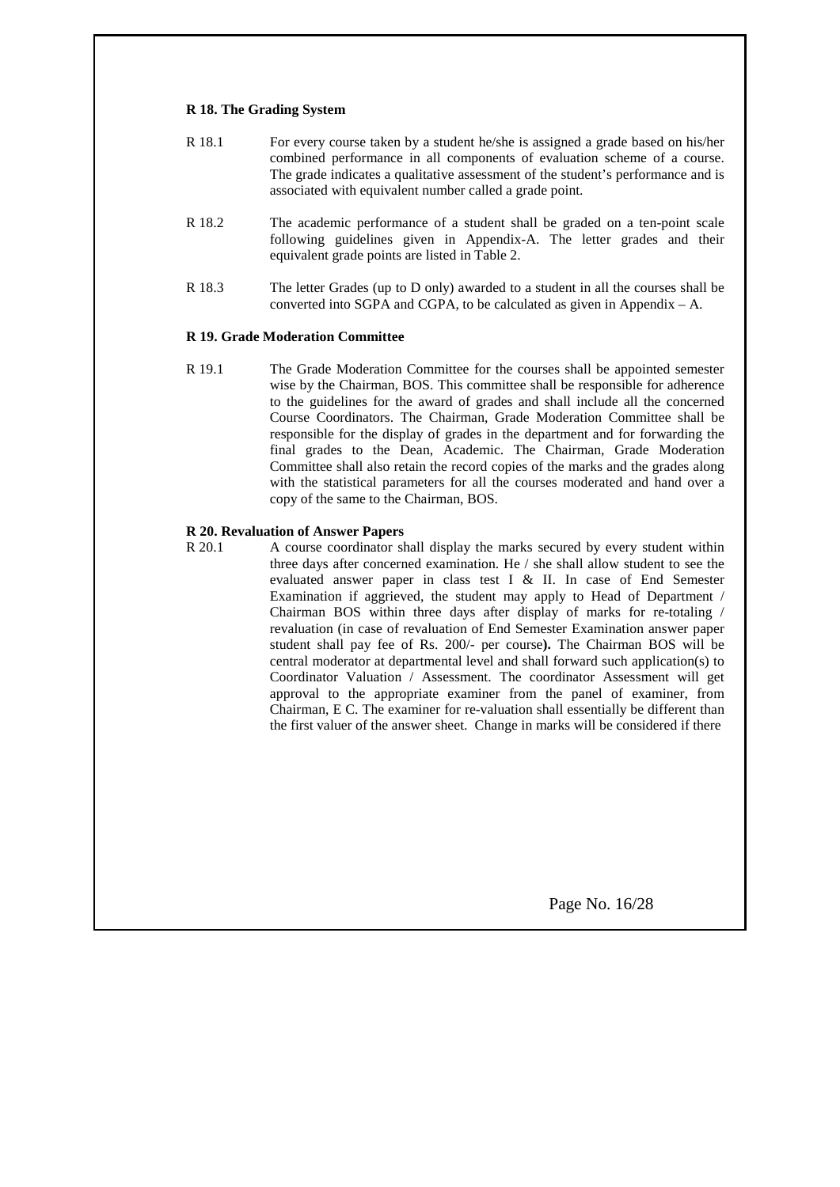### R 18. The Grading System

R 18.1 For every course taken by a student he/she is assigned a grade based on his/her combined performance in all components of evaluation scheme of a course. The grade indicates a qualitative assessment of the student's performance and is associated with equivalent number called a grade point.

R 18.2 The academic performance of a student shall be graded on a ten-point scale following guidelines given in Appendix-A. The letter grades and their equivalent grade points are listed in Table 2.

R 18.3 The letter Grades (up to D only) awarded to a student in all the courses shall be converted into SGPA and CGPA, to be calculated as given in Appendix – A.

### R 19. Grade Moderation Committee

R 19.1 The Grade Moderation Committee for the courses shall be appointed semester wise by the Chairman, BOS. This committee shall be responsible for adherence to the guidelines for the award of grades and shall include all the concerned Course Coordinators. The Chairman, Grade Moderation Committee shall be responsible for the display of grades in the department and for forwarding the final grades to the Dean, Academic. The Chairman, Grade Moderation Committee shall also retain the record copies of the marks and the grades along with the statistical parameters for all the courses moderated and hand over a copy of the same to the Chairman, BOS.

### R 20. Revaluation of Answer Papers

R 20.1 A course coordinator shall display the marks secured by every student within three days after concerned examination. He / she shall allow student to see the evaluated answer paper in class test I & II. In case of End Semester Examination if aggrieved, the student may apply to Head of Department / Chairman BOS within three days after display of marks for re-totaling / revaluation (in case of revaluation of End Semester Examination answer paper student shall pay fee of Rs. 200/- per course**).** The Chairman BOS will be central moderator at departmental level and shall forward such application(s) to Coordinator Valuation / Assessment. The coordinator Assessment will get approval to the appropriate examiner from the panel of examiner, from Chairman, E C. The examiner for re-valuation shall essentially be different than the first valuer of the answer sheet. Change in marks will be considered if there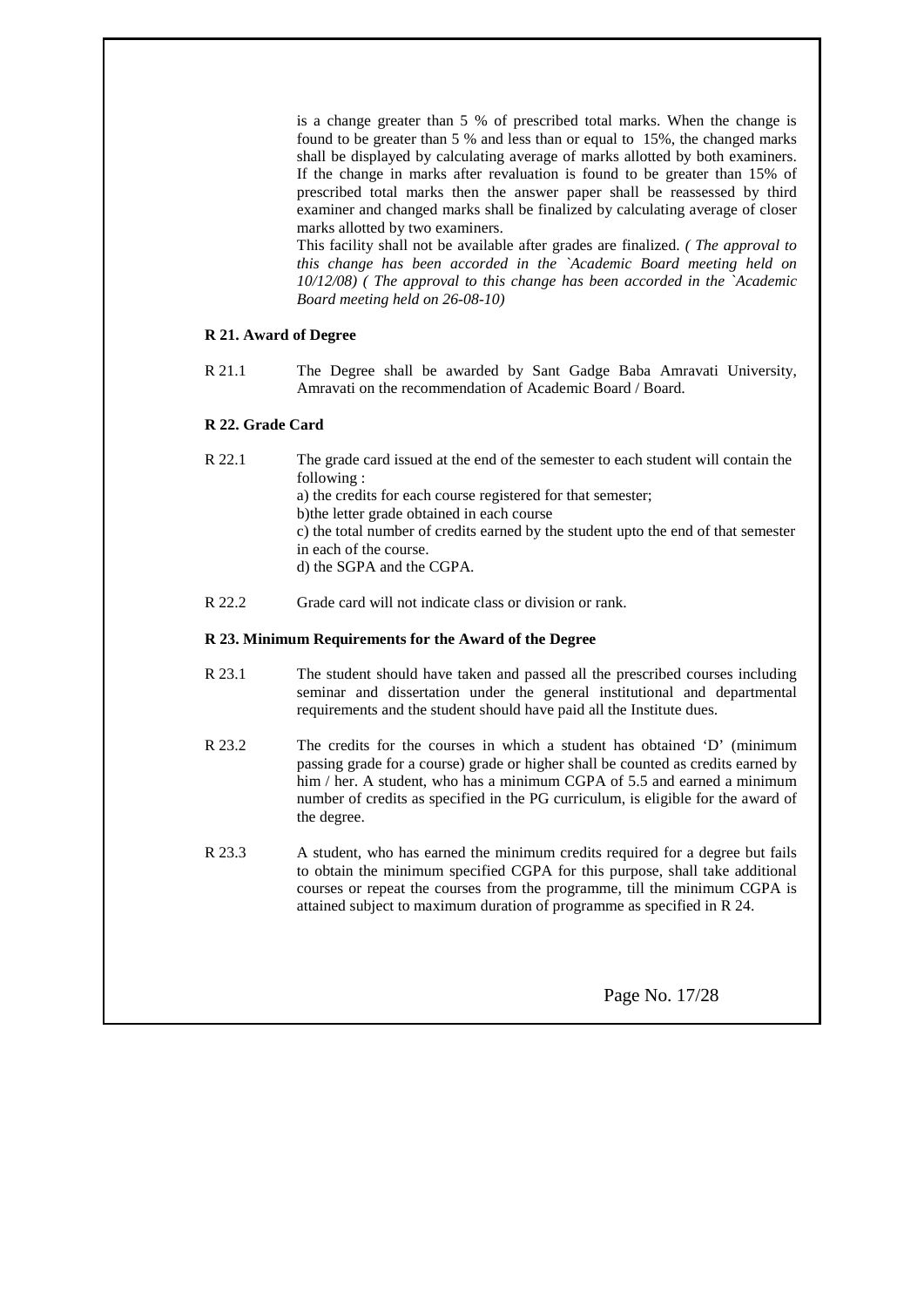is a change greater than 5 % of prescribed total marks. When the change is found to be greater than 5 % and less than or equal to 15%, the changed marks shall be displayed by calculating average of marks allotted by both examiners. If the change in marks after revaluation is found to be greater than 15% of prescribed total marks then the answer paper shall be reassessed by third examiner and changed marks shall be finalized by calculating average of closer marks allotted by two examiners.

This facility shall not be available after grades are finalized. *( The approval to this change has been accorded in the `Academic Board meeting held on 10/12/08) ( The approval to this change has been accorded in the `Academic Board meeting held on 26-08-10)*

**R 21. Award of Degree**

R 21.1 The Degree shall be awarded by Sant Gadge Baba Amravati University, Amravati on the recommendation of Academic Board / Board.

**R 22. Grade Card**

R 22.1 The grade card issued at the end of the semester to each student will contain the following :

a) the credits for each course registered for that semester;
b)the letter grade obtained in each course
c) the total number of credits earned by the student upto the end of that semester in each of the course.
d) the SGPA and the CGPA.

R 22.2 Grade card will not indicate class or division or rank.

**R 23. Minimum Requirements for the Award of the Degree**

R 23.1 The student should have taken and passed all the prescribed courses including seminar and dissertation under the general institutional and departmental requirements and the student should have paid all the Institute dues.

R 23.2 The credits for the courses in which a student has obtained 'D' (minimum passing grade for a course) grade or higher shall be counted as credits earned by him / her. A student, who has a minimum CGPA of 5.5 and earned a minimum number of credits as specified in the PG curriculum, is eligible for the award of the degree.

R 23.3 A student, who has earned the minimum credits required for a degree but fails to obtain the minimum specified CGPA for this purpose, shall take additional courses or repeat the courses from the programme, till the minimum CGPA is attained subject to maximum duration of programme as specified in R 24.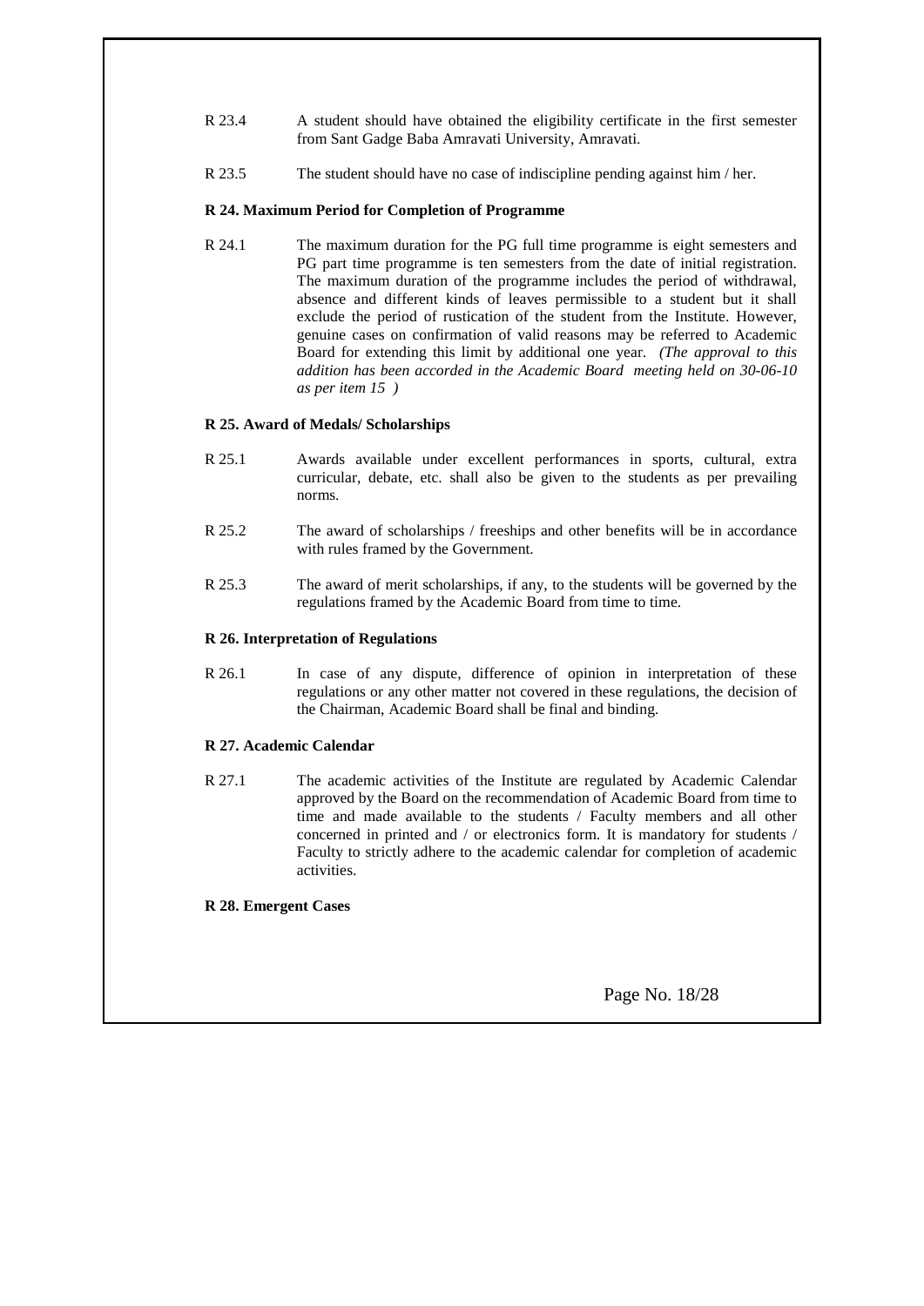R 23.4 A student should have obtained the eligibility certificate in the first semester from Sant Gadge Baba Amravati University, Amravati.

R 23.5 The student should have no case of indiscipline pending against him / her.

**R 24. Maximum Period for Completion of Programme**

R 24.1 The maximum duration for the PG full time programme is eight semesters and PG part time programme is ten semesters from the date of initial registration. The maximum duration of the programme includes the period of withdrawal, absence and different kinds of leaves permissible to a student but it shall exclude the period of rustication of the student from the Institute. However, genuine cases on confirmation of valid reasons may be referred to Academic Board for extending this limit by additional one year. *(The approval to this addition has been accorded in the Academic Board meeting held on 30-06-10 as per item 15 )*

**R 25. Award of Medals/ Scholarships**

R 25.1 Awards available under excellent performances in sports, cultural, extra curricular, debate, etc. shall also be given to the students as per prevailing norms.

R 25.2 The award of scholarships / freeships and other benefits will be in accordance with rules framed by the Government.

R 25.3 The award of merit scholarships, if any, to the students will be governed by the regulations framed by the Academic Board from time to time.

**R 26. Interpretation of Regulations**

R 26.1 In case of any dispute, difference of opinion in interpretation of these regulations or any other matter not covered in these regulations, the decision of the Chairman, Academic Board shall be final and binding.

**R 27. Academic Calendar**

R 27.1 The academic activities of the Institute are regulated by Academic Calendar approved by the Board on the recommendation of Academic Board from time to time and made available to the students / Faculty members and all other concerned in printed and / or electronics form. It is mandatory for students / Faculty to strictly adhere to the academic calendar for completion of academic activities.

**R 28. Emergent Cases**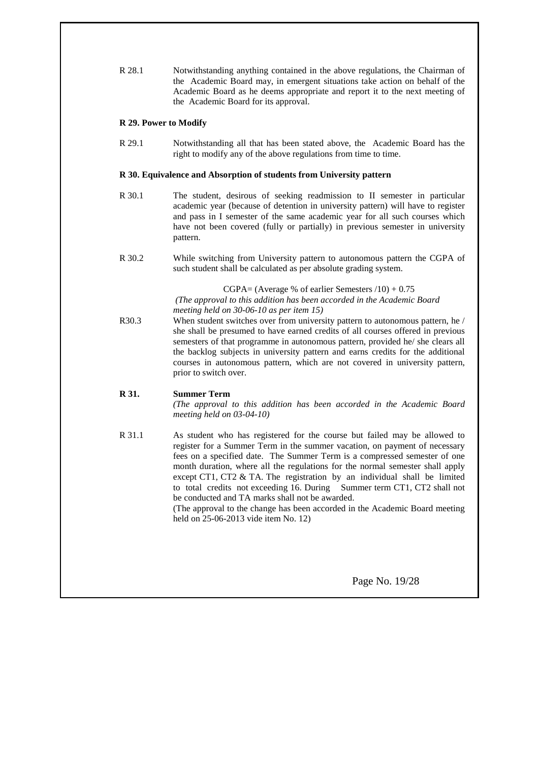R 28.1 Notwithstanding anything contained in the above regulations, the Chairman of the Academic Board may, in emergent situations take action on behalf of the Academic Board as he deems appropriate and report it to the next meeting of the Academic Board for its approval.

**R 29. Power to Modify**

R 29.1 Notwithstanding all that has been stated above, the Academic Board has the right to modify any of the above regulations from time to time.

**R 30. Equivalence and Absorption of students from University pattern**

R 30.1 The student, desirous of seeking readmission to II semester in particular academic year (because of detention in university pattern) will have to register and pass in I semester of the same academic year for all such courses which have not been covered (fully or partially) in previous semester in university pattern.

R 30.2 While switching from University pattern to autonomous pattern the CGPA of such student shall be calculated as per absolute grading system.

$$\text{CGPA} = (\text{Average \% of earlier Semesters} / 10) + 0.75$$

*(The approval to this addition has been accorded in the Academic Board meeting held on 30-06-10 as per item 15)*

R30.3 When student switches over from university pattern to autonomous pattern, he / she shall be presumed to have earned credits of all courses offered in previous semesters of that programme in autonomous pattern, provided he/ she clears all the backlog subjects in university pattern and earns credits for the additional courses in autonomous pattern, which are not covered in university pattern, prior to switch over.

**R 31. Summer Term**

*(The approval to this addition has been accorded in the Academic Board meeting held on 03-04-10)*

R 31.1 As student who has registered for the course but failed may be allowed to register for a Summer Term in the summer vacation, on payment of necessary fees on a specified date. The Summer Term is a compressed semester of one month duration, where all the regulations for the normal semester shall apply except CT1, CT2 & TA. The registration by an individual shall be limited to total credits not exceeding 16. During Summer term CT1, CT2 shall not be conducted and TA marks shall not be awarded.

(The approval to the change has been accorded in the Academic Board meeting held on 25-06-2013 vide item No. 12)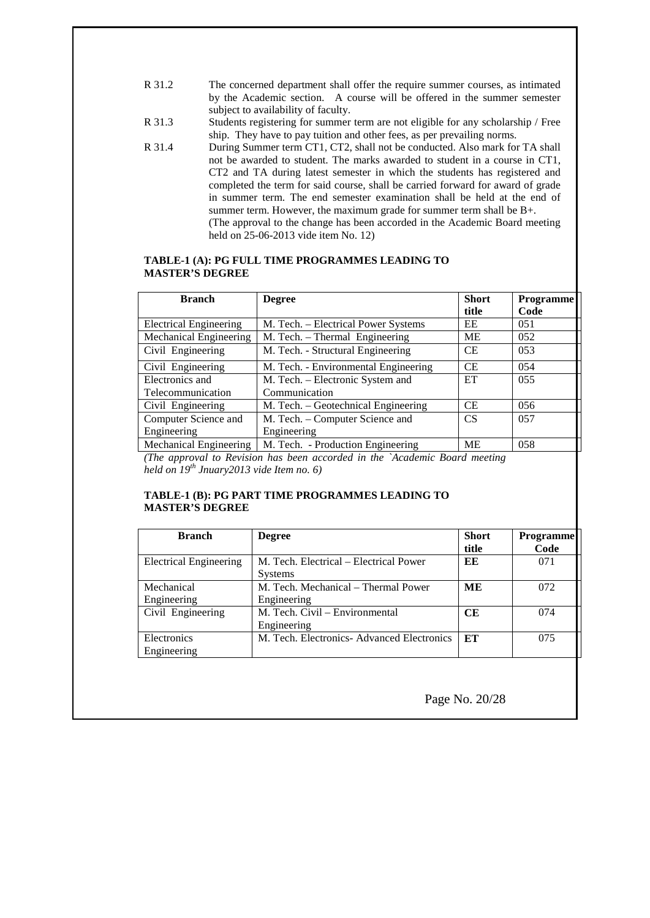R 31.2 The concerned department shall offer the require summer courses, as intimated by the Academic section. A course will be offered in the summer semester subject to availability of faculty.

R 31.3 Students registering for summer term are not eligible for any scholarship / Free ship. They have to pay tuition and other fees, as per prevailing norms.

R 31.4 During Summer term CT1, CT2, shall not be conducted. Also mark for TA shall not be awarded to student. The marks awarded to student in a course in CT1, CT2 and TA during latest semester in which the students has registered and completed the term for said course, shall be carried forward for award of grade in summer term. The end semester examination shall be held at the end of summer term. However, the maximum grade for summer term shall be B+.
(The approval to the change has been accorded in the Academic Board meeting held on 25-06-2013 vide item No. 12)

**TABLE-1 (A): PG FULL TIME PROGRAMMES LEADING TO MASTER'S DEGREE**

| Branch | Degree | Short title | Programme Code |
|---|---|---|---|
| Electrical Engineering | M. Tech. – Electrical Power Systems | EE | 051 |
| Mechanical Engineering | M. Tech. – Thermal Engineering | ME | 052 |
| Civil Engineering | M. Tech. - Structural Engineering | CE | 053 |
| Civil Engineering | M. Tech. - Environmental Engineering | CE | 054 |
| Electronics and Telecommunication | M. Tech. – Electronic System and Communication | ET | 055 |
| Civil Engineering | M. Tech. – Geotechnical Engineering | CE | 056 |
| Computer Science and Engineering | M. Tech. – Computer Science and Engineering | CS | 057 |
| Mechanical Engineering | M. Tech. - Production Engineering | ME | 058 |

*(The approval to Revision has been accorded in the `Academic Board meeting held on 19th Jnuary2013 vide Item no. 6)*

**TABLE-1 (B): PG PART TIME PROGRAMMES LEADING TO MASTER'S DEGREE**

| Branch | Degree | Short title | Programme Code |
|---|---|---|---|
| Electrical Engineering | M. Tech. Electrical – Electrical Power Systems | **EE** | 071 |
| Mechanical Engineering | M. Tech. Mechanical – Thermal Power Engineering | **ME** | 072 |
| Civil Engineering | M. Tech. Civil – Environmental Engineering | **CE** | 074 |
| Electronics Engineering | M. Tech. Electronics- Advanced Electronics | **ET** | 075 |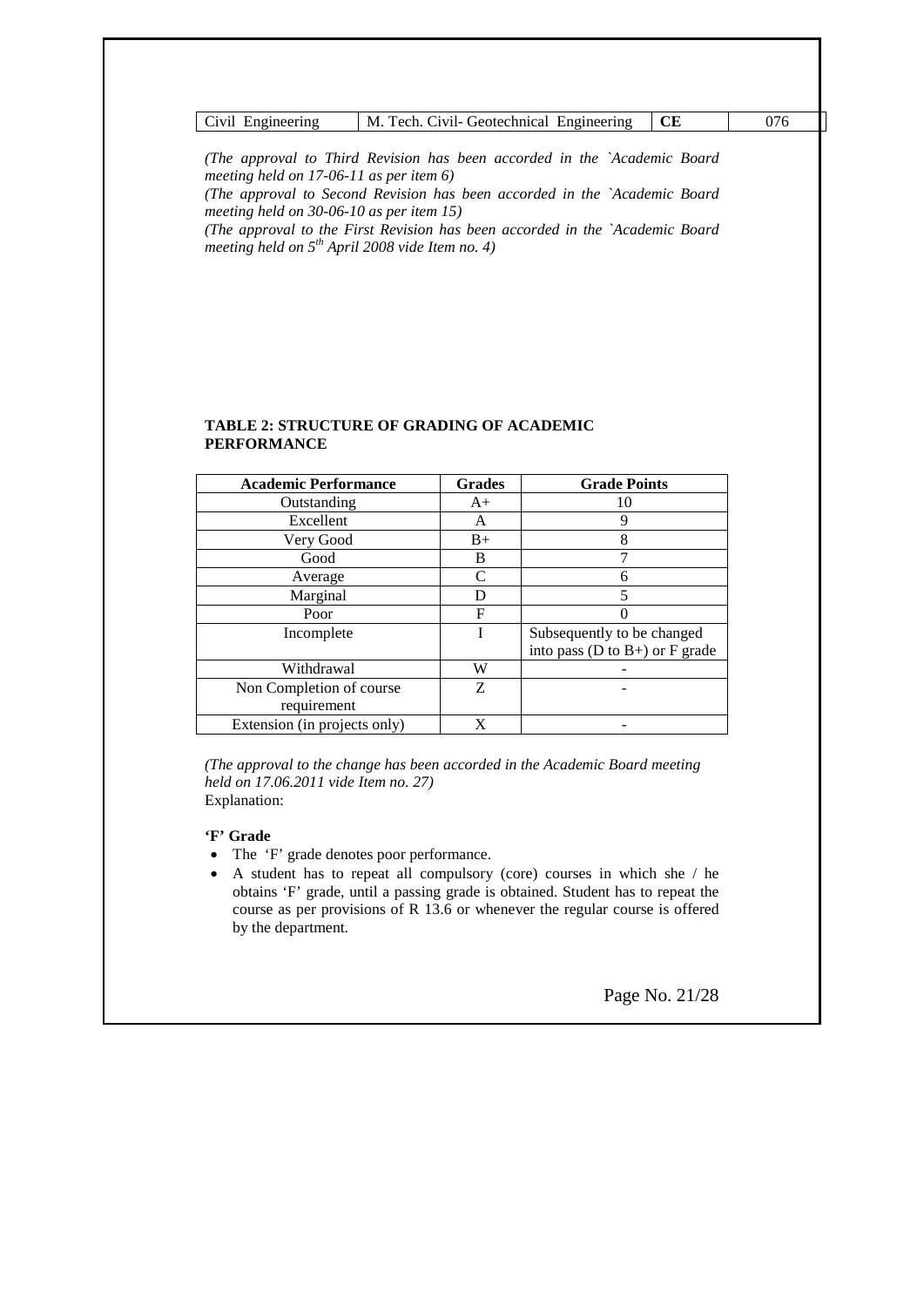| Civil Engineering | M. Tech. Civil- Geotechnical Engineering | **CE** | 076 |
|---|---|---|---|

*(The approval to Third Revision has been accorded in the `Academic Board meeting held on 17-06-11 as per item 6)*
*(The approval to Second Revision has been accorded in the `Academic Board meeting held on 30-06-10 as per item 15)*
*(The approval to the First Revision has been accorded in the `Academic Board meeting held on 5th April 2008 vide Item no. 4)*

**TABLE 2: STRUCTURE OF GRADING OF ACADEMIC PERFORMANCE**

| Academic Performance | Grades | Grade Points |
|---|---|---|
| Outstanding | A+ | 10 |
| Excellent | A | 9 |
| Very Good | B+ | 8 |
| Good | B | 7 |
| Average | C | 6 |
| Marginal | D | 5 |
| Poor | F | 0 |
| Incomplete | I | Subsequently to be changed into pass (D to B+) or F grade |
| Withdrawal | W | - |
| Non Completion of course requirement | Z | - |
| Extension (in projects only) | X | - |

*(The approval to the change has been accorded in the Academic Board meeting held on 17.06.2011 vide Item no. 27)*
Explanation:

**'F' Grade**

- The 'F' grade denotes poor performance.
- A student has to repeat all compulsory (core) courses in which she / he obtains 'F' grade, until a passing grade is obtained. Student has to repeat the course as per provisions of R 13.6 or whenever the regular course is offered by the department.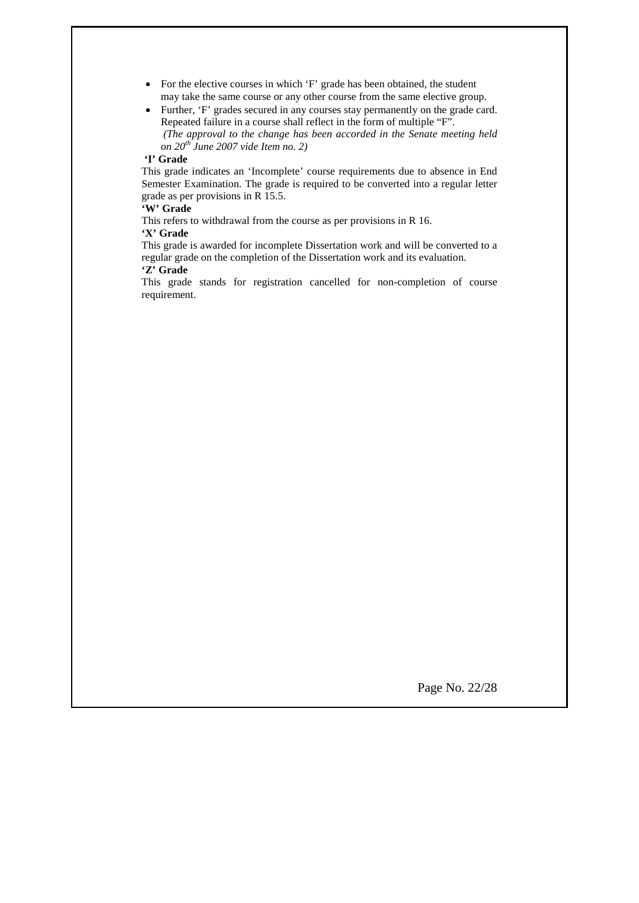- For the elective courses in which 'F' grade has been obtained, the student may take the same course or any other course from the same elective group.
- Further, 'F' grades secured in any courses stay permanently on the grade card. Repeated failure in a course shall reflect in the form of multiple "F".
  *(The approval to the change has been accorded in the Senate meeting held on 20th June 2007 vide Item no. 2)*

**'I' Grade**

This grade indicates an 'Incomplete' course requirements due to absence in End Semester Examination. The grade is required to be converted into a regular letter grade as per provisions in R 15.5.

**'W' Grade**

This refers to withdrawal from the course as per provisions in R 16.

**'X' Grade**

This grade is awarded for incomplete Dissertation work and will be converted to a regular grade on the completion of the Dissertation work and its evaluation.

**'Z' Grade**

This grade stands for registration cancelled for non-completion of course requirement.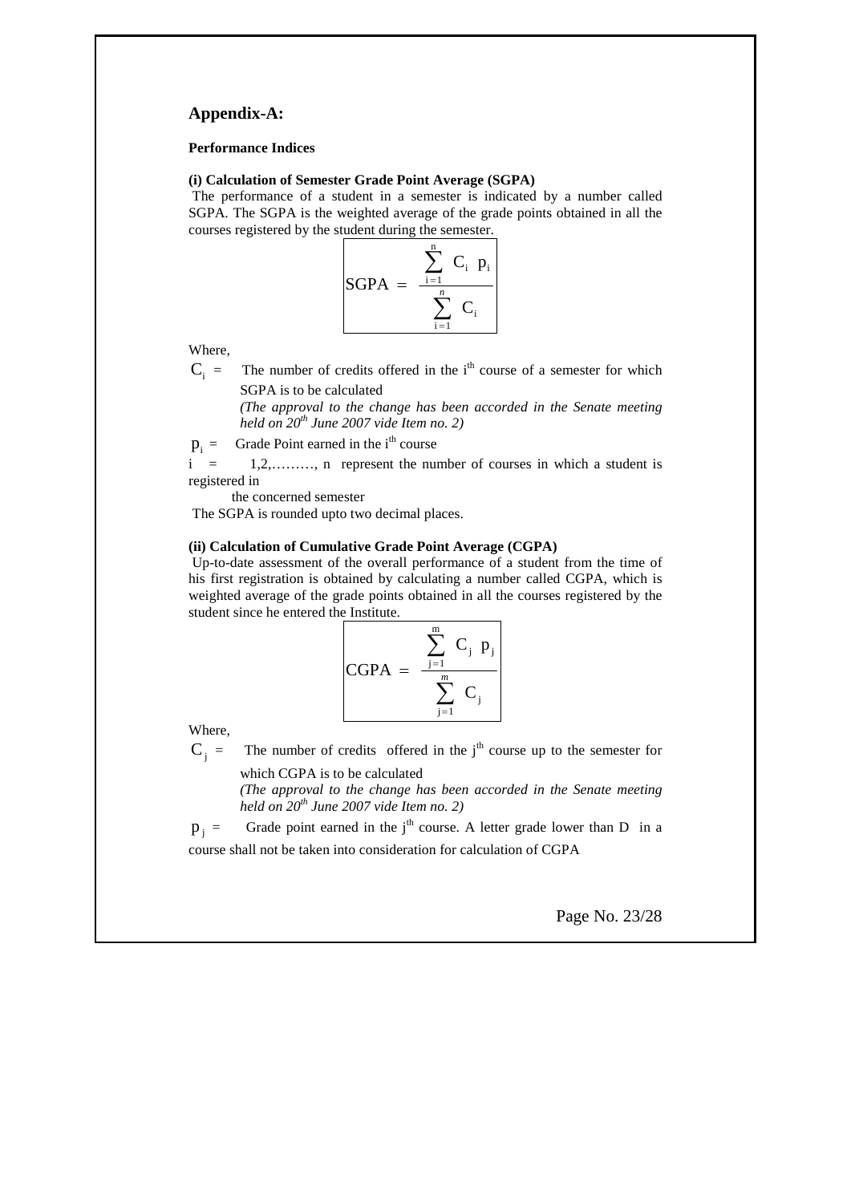## Appendix-A:

**Performance Indices**

**(i) Calculation of Semester Grade Point Average (SGPA)**

The performance of a student in a semester is indicated by a number called SGPA. The SGPA is the weighted average of the grade points obtained in all the courses registered by the student during the semester.

$$\text{SGPA} = \frac{\sum_{i=1}^{n} C_i \ p_i}{\sum_{i=1}^{n} C_i}$$

Where,

$C_i$ = The number of credits offered in the $i^{th}$ course of a semester for which SGPA is to be calculated

*(The approval to the change has been accorded in the Senate meeting held on 20th June 2007 vide Item no. 2)*

$p_i$ = Grade Point earned in the $i^{th}$ course

$i$ = 1,2,………, n represent the number of courses in which a student is registered in the concerned semester

The SGPA is rounded upto two decimal places.

**(ii) Calculation of Cumulative Grade Point Average (CGPA)**

Up-to-date assessment of the overall performance of a student from the time of his first registration is obtained by calculating a number called CGPA, which is weighted average of the grade points obtained in all the courses registered by the student since he entered the Institute.

$$\text{CGPA} = \frac{\sum_{j=1}^{m} C_j \ p_j}{\sum_{j=1}^{m} C_j}$$

Where,

$C_j$ = The number of credits offered in the $j^{th}$ course up to the semester for which CGPA is to be calculated

*(The approval to the change has been accorded in the Senate meeting held on 20th June 2007 vide Item no. 2)*

$p_j$ = Grade point earned in the $j^{th}$ course. A letter grade lower than D in a course shall not be taken into consideration for calculation of CGPA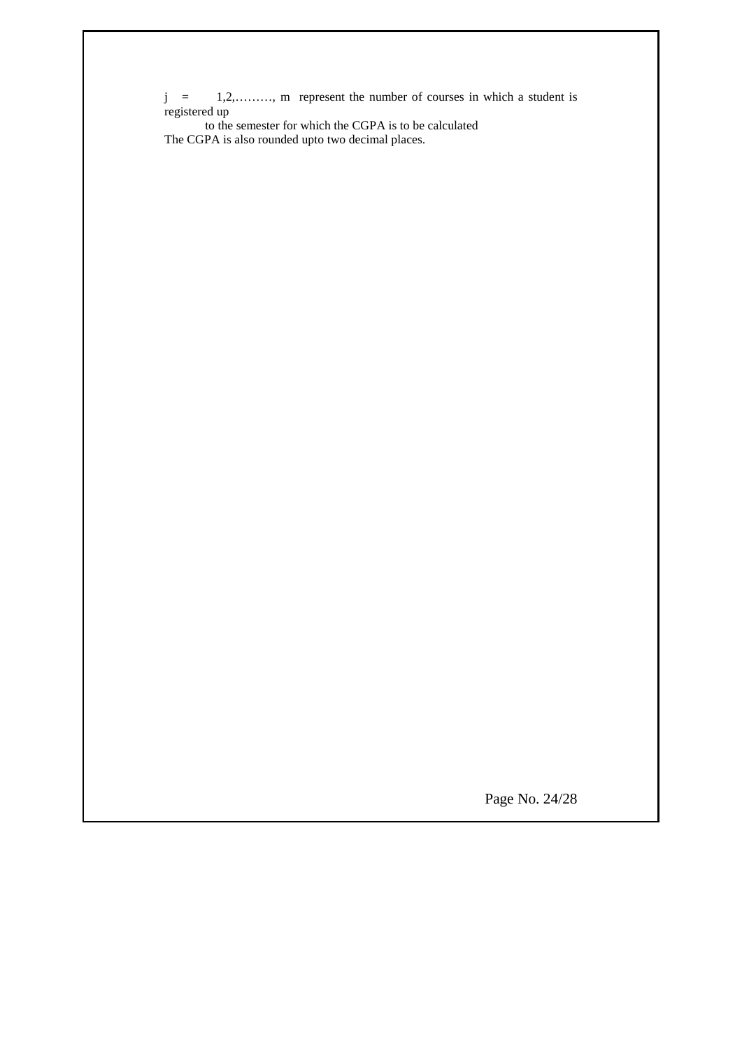$j = 1,2,\ldots\ldots\ldots, m$ represent the number of courses in which a student is registered up to the semester for which the CGPA is to be calculated

The CGPA is also rounded upto two decimal places.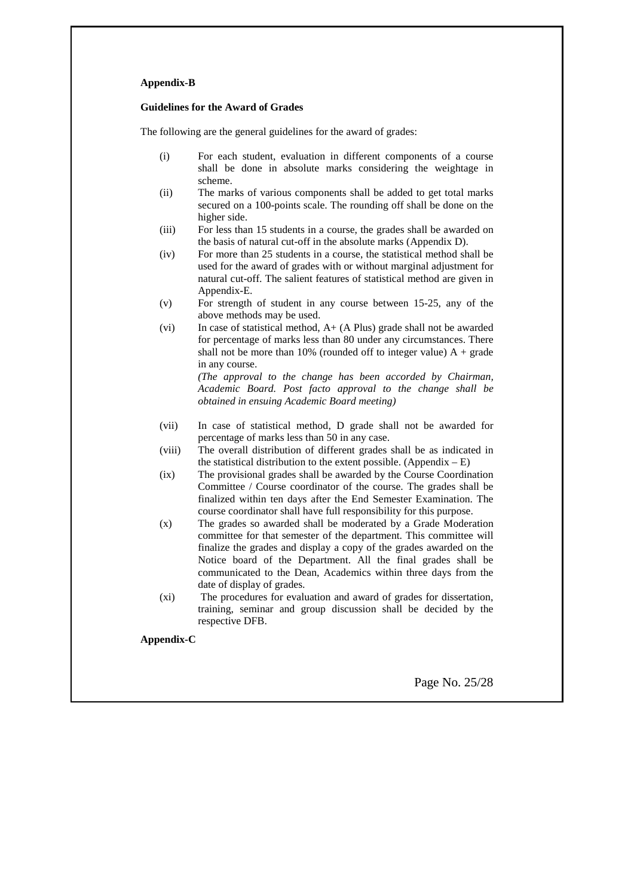**Appendix-B**

**Guidelines for the Award of Grades**

The following are the general guidelines for the award of grades:

(i) For each student, evaluation in different components of a course shall be done in absolute marks considering the weightage in scheme.

(ii) The marks of various components shall be added to get total marks secured on a 100-points scale. The rounding off shall be done on the higher side.

(iii) For less than 15 students in a course, the grades shall be awarded on the basis of natural cut-off in the absolute marks (Appendix D).

(iv) For more than 25 students in a course, the statistical method shall be used for the award of grades with or without marginal adjustment for natural cut-off. The salient features of statistical method are given in Appendix-E.

(v) For strength of student in any course between 15-25, any of the above methods may be used.

(vi) In case of statistical method, A+ (A Plus) grade shall not be awarded for percentage of marks less than 80 under any circumstances. There shall not be more than 10% (rounded off to integer value) A + grade in any course.
*(The approval to the change has been accorded by Chairman, Academic Board. Post facto approval to the change shall be obtained in ensuing Academic Board meeting)*

(vii) In case of statistical method, D grade shall not be awarded for percentage of marks less than 50 in any case.

(viii) The overall distribution of different grades shall be as indicated in the statistical distribution to the extent possible. (Appendix – E)

(ix) The provisional grades shall be awarded by the Course Coordination Committee / Course coordinator of the course. The grades shall be finalized within ten days after the End Semester Examination. The course coordinator shall have full responsibility for this purpose.

(x) The grades so awarded shall be moderated by a Grade Moderation committee for that semester of the department. This committee will finalize the grades and display a copy of the grades awarded on the Notice board of the Department. All the final grades shall be communicated to the Dean, Academics within three days from the date of display of grades.

(xi) The procedures for evaluation and award of grades for dissertation, training, seminar and group discussion shall be decided by the respective DFB.

**Appendix-C**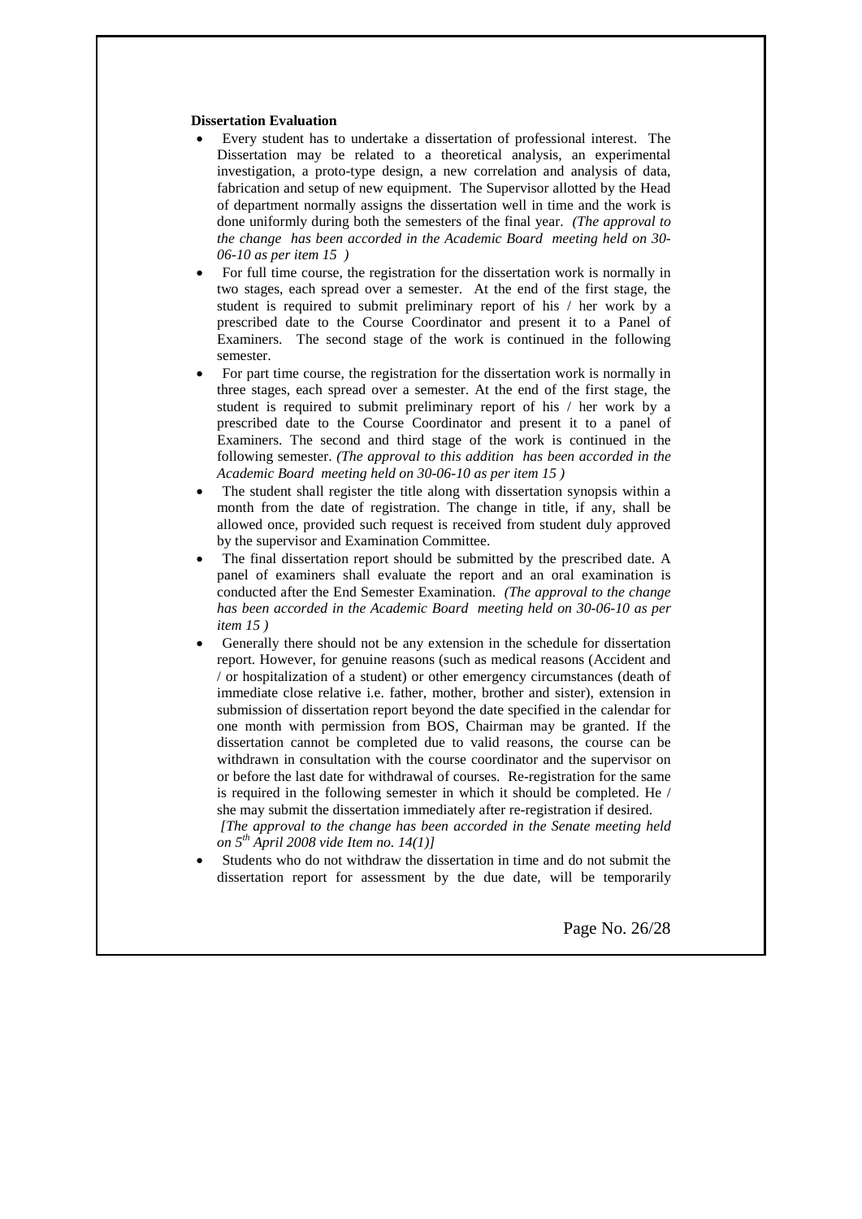**Dissertation Evaluation**

- Every student has to undertake a dissertation of professional interest. The Dissertation may be related to a theoretical analysis, an experimental investigation, a proto-type design, a new correlation and analysis of data, fabrication and setup of new equipment. The Supervisor allotted by the Head of department normally assigns the dissertation well in time and the work is done uniformly during both the semesters of the final year. *(The approval to the change has been accorded in the Academic Board meeting held on 30-06-10 as per item 15 )*
- For full time course, the registration for the dissertation work is normally in two stages, each spread over a semester. At the end of the first stage, the student is required to submit preliminary report of his / her work by a prescribed date to the Course Coordinator and present it to a Panel of Examiners. The second stage of the work is continued in the following semester.
- For part time course, the registration for the dissertation work is normally in three stages, each spread over a semester. At the end of the first stage, the student is required to submit preliminary report of his / her work by a prescribed date to the Course Coordinator and present it to a panel of Examiners. The second and third stage of the work is continued in the following semester. *(The approval to this addition has been accorded in the Academic Board meeting held on 30-06-10 as per item 15 )*
- The student shall register the title along with dissertation synopsis within a month from the date of registration. The change in title, if any, shall be allowed once, provided such request is received from student duly approved by the supervisor and Examination Committee.
- The final dissertation report should be submitted by the prescribed date. A panel of examiners shall evaluate the report and an oral examination is conducted after the End Semester Examination. *(The approval to the change has been accorded in the Academic Board meeting held on 30-06-10 as per item 15 )*
- Generally there should not be any extension in the schedule for dissertation report. However, for genuine reasons (such as medical reasons (Accident and / or hospitalization of a student) or other emergency circumstances (death of immediate close relative i.e. father, mother, brother and sister), extension in submission of dissertation report beyond the date specified in the calendar for one month with permission from BOS, Chairman may be granted. If the dissertation cannot be completed due to valid reasons, the course can be withdrawn in consultation with the course coordinator and the supervisor on or before the last date for withdrawal of courses. Re-registration for the same is required in the following semester in which it should be completed. He / she may submit the dissertation immediately after re-registration if desired.

  *[The approval to the change has been accorded in the Senate meeting held on 5th April 2008 vide Item no. 14(1)]*
- Students who do not withdraw the dissertation in time and do not submit the dissertation report for assessment by the due date, will be temporarily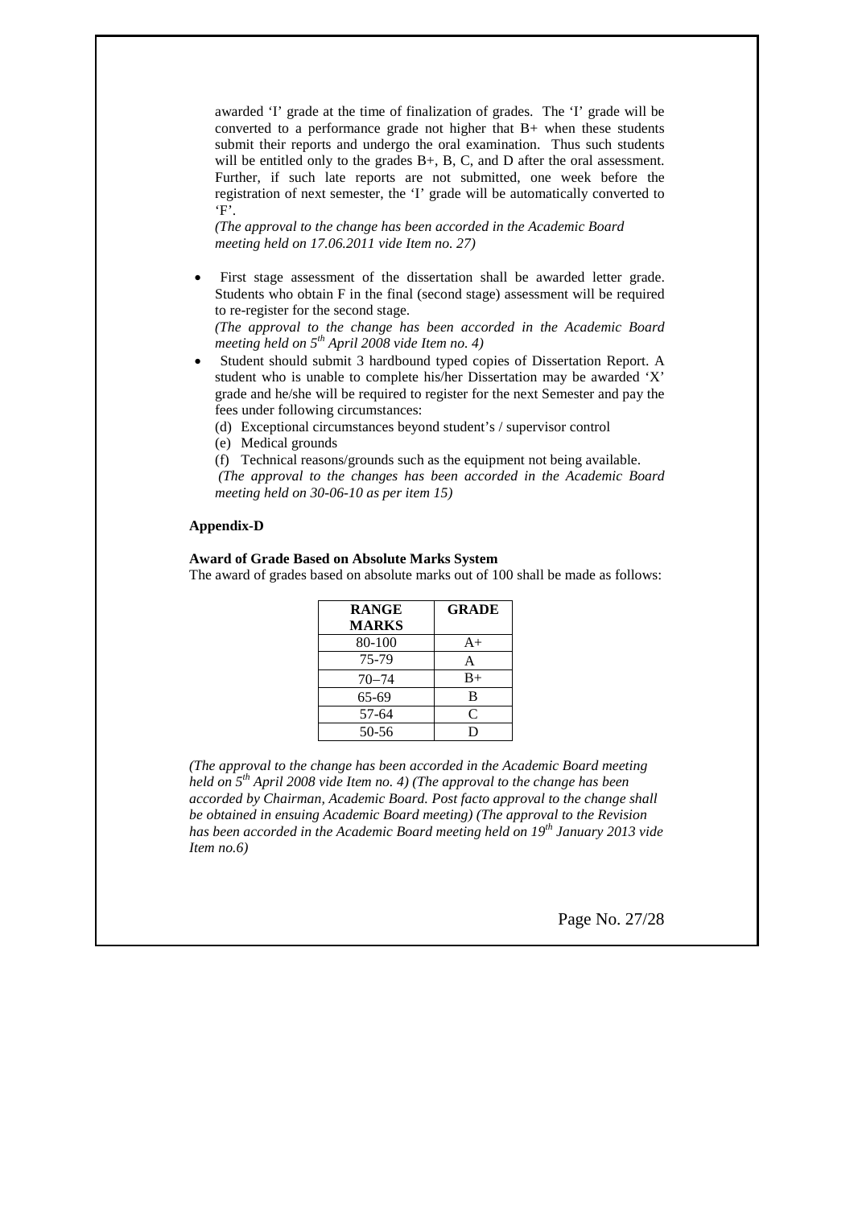awarded 'I' grade at the time of finalization of grades. The 'I' grade will be converted to a performance grade not higher that B+ when these students submit their reports and undergo the oral examination. Thus such students will be entitled only to the grades B+, B, C, and D after the oral assessment. Further, if such late reports are not submitted, one week before the registration of next semester, the 'I' grade will be automatically converted to 'F'.

*(The approval to the change has been accorded in the Academic Board meeting held on 17.06.2011 vide Item no. 27)*

- First stage assessment of the dissertation shall be awarded letter grade. Students who obtain F in the final (second stage) assessment will be required to re-register for the second stage.

  *(The approval to the change has been accorded in the Academic Board meeting held on 5th April 2008 vide Item no. 4)*

- Student should submit 3 hardbound typed copies of Dissertation Report. A student who is unable to complete his/her Dissertation may be awarded 'X' grade and he/she will be required to register for the next Semester and pay the fees under following circumstances:

  (d) Exceptional circumstances beyond student's / supervisor control

  (e) Medical grounds

  (f) Technical reasons/grounds such as the equipment not being available.

  *(The approval to the changes has been accorded in the Academic Board meeting held on 30-06-10 as per item 15)*

**Appendix-D**

**Award of Grade Based on Absolute Marks System**

The award of grades based on absolute marks out of 100 shall be made as follows:

| RANGE MARKS | GRADE |
|---|---|
| 80-100 | A+ |
| 75-79 | A |
| 70–74 | B+ |
| 65-69 | B |
| 57-64 | C |
| 50-56 | D |

*(The approval to the change has been accorded in the Academic Board meeting held on 5th April 2008 vide Item no. 4) (The approval to the change has been accorded by Chairman, Academic Board. Post facto approval to the change shall be obtained in ensuing Academic Board meeting) (The approval to the Revision has been accorded in the Academic Board meeting held on 19th January 2013 vide Item no.6)*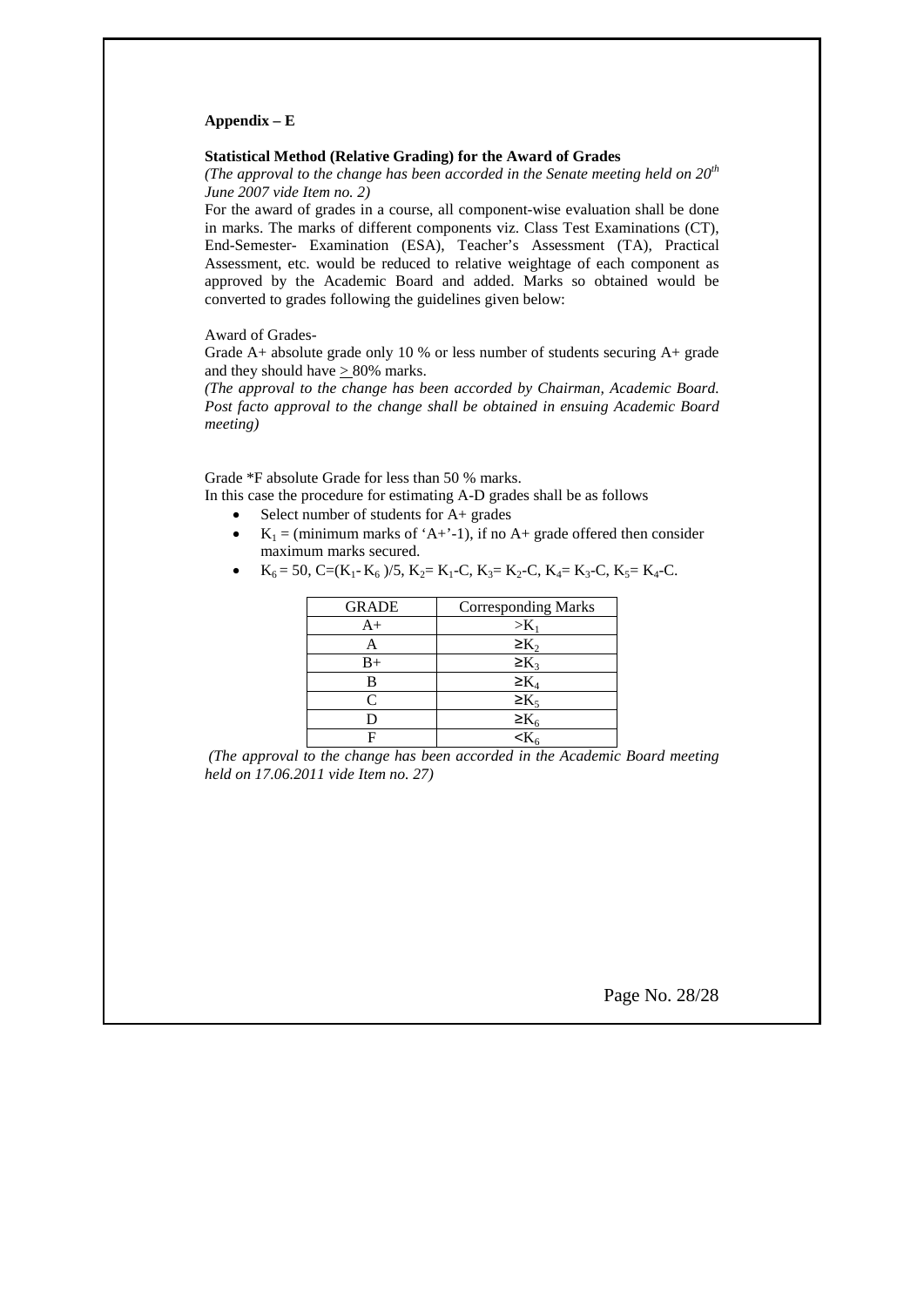**Appendix – E**

**Statistical Method (Relative Grading) for the Award of Grades**

*(The approval to the change has been accorded in the Senate meeting held on 20th June 2007 vide Item no. 2)*

For the award of grades in a course, all component-wise evaluation shall be done in marks. The marks of different components viz. Class Test Examinations (CT), End-Semester- Examination (ESA), Teacher's Assessment (TA), Practical Assessment, etc. would be reduced to relative weightage of each component as approved by the Academic Board and added. Marks so obtained would be converted to grades following the guidelines given below:

Award of Grades-

Grade A+ absolute grade only 10 % or less number of students securing A+ grade and they should have $\geq$ 80% marks.

*(The approval to the change has been accorded by Chairman, Academic Board. Post facto approval to the change shall be obtained in ensuing Academic Board meeting)*

Grade *F absolute Grade for less than 50 % marks.

In this case the procedure for estimating A-D grades shall be as follows

- Select number of students for A+ grades
- $K_1$ = (minimum marks of 'A+'-1), if no A+ grade offered then consider maximum marks secured.
- $K_6 = 50$, $C=(K_1- K_6)/5$, $K_2= K_1$-C, $K_3= K_2$-C, $K_4= K_3$-C, $K_5= K_4$-C.

| GRADE | Corresponding Marks |
|---|---|
| A+ | $>K_1$ |
| A | $\geq K_2$ |
| B+ | $\geq K_3$ |
| B | $\geq K_4$ |
| C | $\geq K_5$ |
| D | $\geq K_6$ |
| F | $<K_6$ |

*(The approval to the change has been accorded in the Academic Board meeting held on 17.06.2011 vide Item no. 27)*